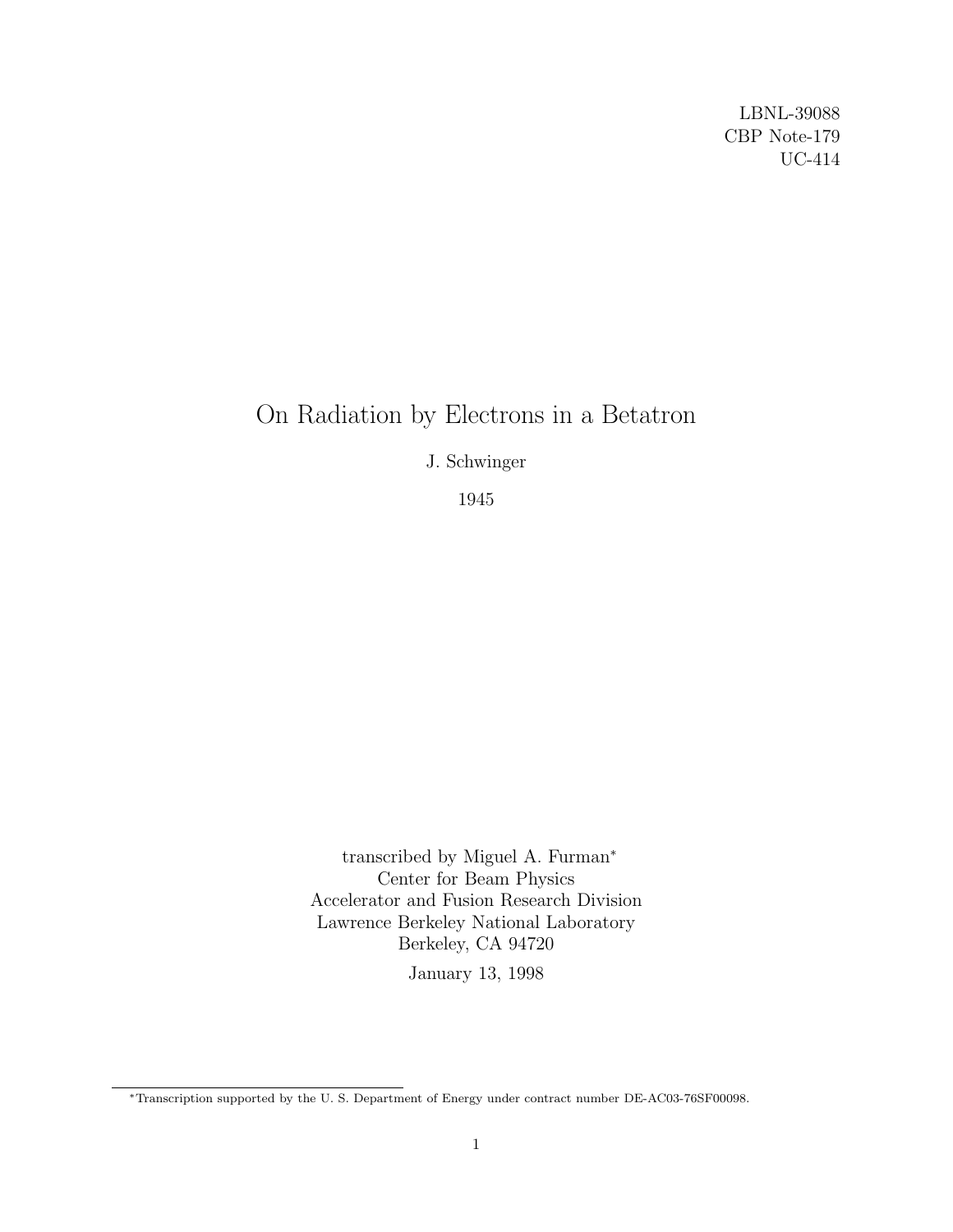LBNL-39088
CBP Note-179
UC-414

# On Radiation by Electrons in a Betatron

J. Schwinger

1945

transcribed by Miguel A. Furman*
Center for Beam Physics
Accelerator and Fusion Research Division
Lawrence Berkeley National Laboratory
Berkeley, CA 94720

January 13, 1998

*Transcription supported by the U. S. Department of Energy under contract number DE-AC03-76SF00098.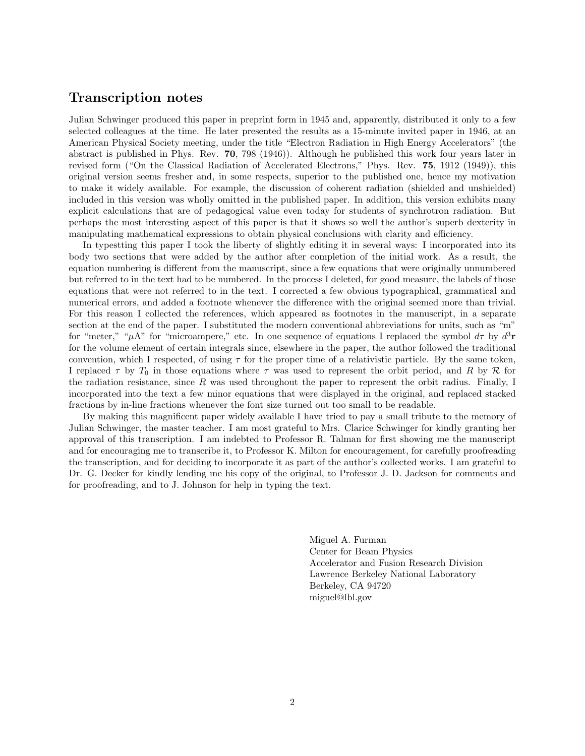## Transcription notes

Julian Schwinger produced this paper in preprint form in 1945 and, apparently, distributed it only to a few selected colleagues at the time. He later presented the results as a 15-minute invited paper in 1946, at an American Physical Society meeting, under the title "Electron Radiation in High Energy Accelerators" (the abstract is published in Phys. Rev. **70**, 798 (1946)). Although he published this work four years later in revised form ("On the Classical Radiation of Accelerated Electrons," Phys. Rev. **75**, 1912 (1949)), this original version seems fresher and, in some respects, superior to the published one, hence my motivation to make it widely available. For example, the discussion of coherent radiation (shielded and unshielded) included in this version was wholly omitted in the published paper. In addition, this version exhibits many explicit calculations that are of pedagogical value even today for students of synchrotron radiation. But perhaps the most interesting aspect of this paper is that it shows so well the author's superb dexterity in manipulating mathematical expressions to obtain physical conclusions with clarity and efficiency.

In typestting this paper I took the liberty of slightly editing it in several ways: I incorporated into its body two sections that were added by the author after completion of the initial work. As a result, the equation numbering is different from the manuscript, since a few equations that were originally unnumbered but referred to in the text had to be numbered. In the process I deleted, for good measure, the labels of those equations that were not referred to in the text. I corrected a few obvious typographical, grammatical and numerical errors, and added a footnote whenever the difference with the original seemed more than trivial. For this reason I collected the references, which appeared as footnotes in the manuscript, in a separate section at the end of the paper. I substituted the modern conventional abbreviations for units, such as "m" for "meter," "μA" for "microampere," etc. In one sequence of equations I replaced the symbol $d\tau$ by $d^3\mathbf{r}$ for the volume element of certain integrals since, elsewhere in the paper, the author followed the traditional convention, which I respected, of using $\tau$ for the proper time of a relativistic particle. By the same token, I replaced $\tau$ by $T_0$ in those equations where $\tau$ was used to represent the orbit period, and $R$ by $\mathcal{R}$ for the radiation resistance, since $R$ was used throughout the paper to represent the orbit radius. Finally, I incorporated into the text a few minor equations that were displayed in the original, and replaced stacked fractions by in-line fractions whenever the font size turned out too small to be readable.

By making this magnificent paper widely available I have tried to pay a small tribute to the memory of Julian Schwinger, the master teacher. I am most grateful to Mrs. Clarice Schwinger for kindly granting her approval of this transcription. I am indebted to Professor R. Talman for first showing me the manuscript and for encouraging me to transcribe it, to Professor K. Milton for encouragement, for carefully proofreading the transcription, and for deciding to incorporate it as part of the author's collected works. I am grateful to Dr. G. Decker for kindly lending me his copy of the original, to Professor J. D. Jackson for comments and for proofreading, and to J. Johnson for help in typing the text.

Miguel A. Furman
Center for Beam Physics
Accelerator and Fusion Research Division
Lawrence Berkeley National Laboratory
Berkeley, CA 94720
miguel@lbl.gov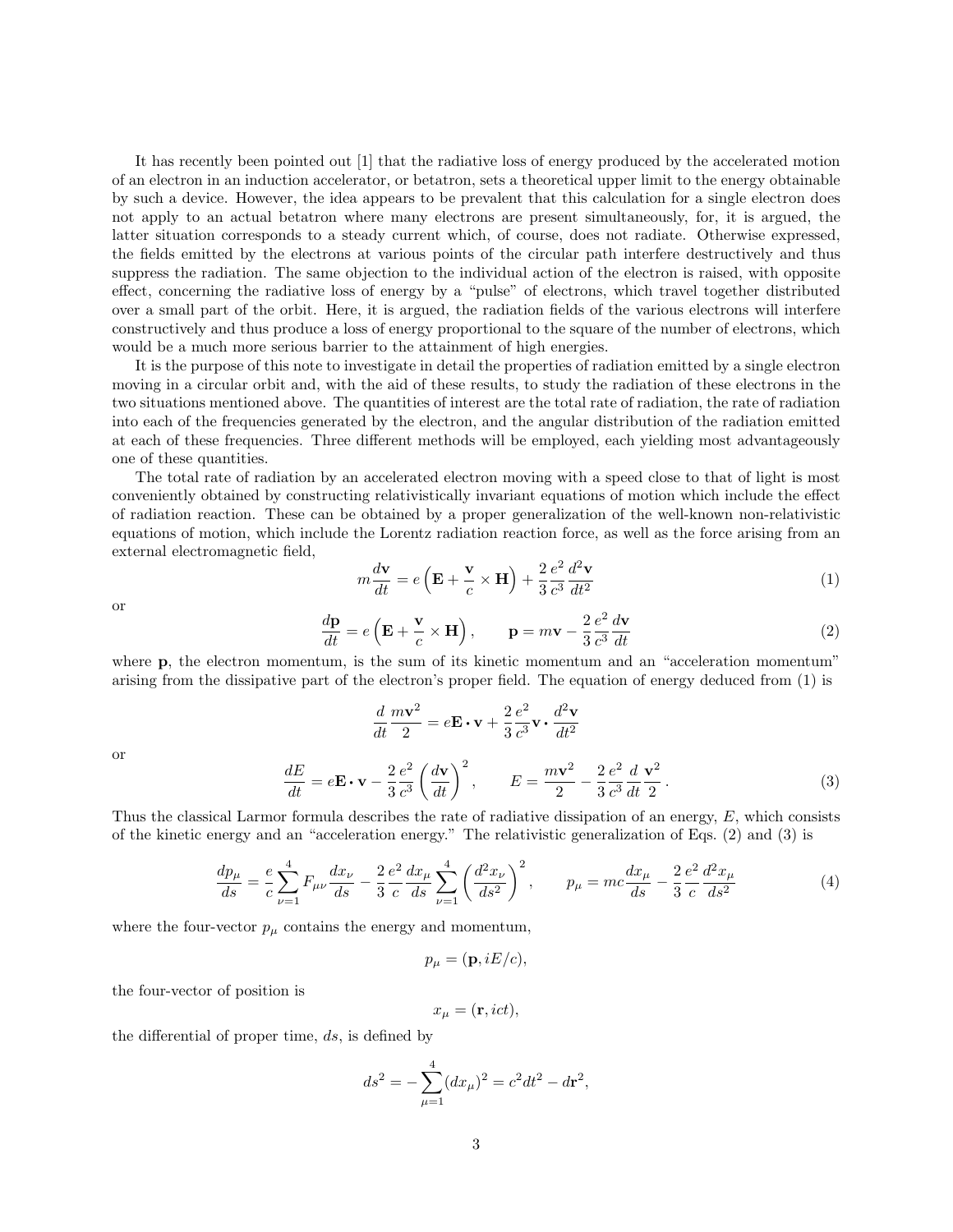It has recently been pointed out [1] that the radiative loss of energy produced by the accelerated motion of an electron in an induction accelerator, or betatron, sets a theoretical upper limit to the energy obtainable by such a device. However, the idea appears to be prevalent that this calculation for a single electron does not apply to an actual betatron where many electrons are present simultaneously, for, it is argued, the latter situation corresponds to a steady current which, of course, does not radiate. Otherwise expressed, the fields emitted by the electrons at various points of the circular path interfere destructively and thus suppress the radiation. The same objection to the individual action of the electron is raised, with opposite effect, concerning the radiative loss of energy by a "pulse" of electrons, which travel together distributed over a small part of the orbit. Here, it is argued, the radiation fields of the various electrons will interfere constructively and thus produce a loss of energy proportional to the square of the number of electrons, which would be a much more serious barrier to the attainment of high energies.

It is the purpose of this note to investigate in detail the properties of radiation emitted by a single electron moving in a circular orbit and, with the aid of these results, to study the radiation of these electrons in the two situations mentioned above. The quantities of interest are the total rate of radiation, the rate of radiation into each of the frequencies generated by the electron, and the angular distribution of the radiation emitted at each of these frequencies. Three different methods will be employed, each yielding most advantageously one of these quantities.

The total rate of radiation by an accelerated electron moving with a speed close to that of light is most conveniently obtained by constructing relativistically invariant equations of motion which include the effect of radiation reaction. These can be obtained by a proper generalization of the well-known non-relativistic equations of motion, which include the Lorentz radiation reaction force, as well as the force arising from an external electromagnetic field,

$$m\frac{d\mathbf{v}}{dt} = e\left(\mathbf{E} + \frac{\mathbf{v}}{c}\times\mathbf{H}\right) + \frac{2}{3}\frac{e^2}{c^3}\frac{d^2\mathbf{v}}{dt^2} \tag{1}$$

or

$$\frac{d\mathbf{p}}{dt} = e\left(\mathbf{E} + \frac{\mathbf{v}}{c}\times\mathbf{H}\right), \qquad \mathbf{p} = m\mathbf{v} - \frac{2}{3}\frac{e^2}{c^3}\frac{d\mathbf{v}}{dt} \tag{2}$$

where $\mathbf{p}$, the electron momentum, is the sum of its kinetic momentum and an "acceleration momentum" arising from the dissipative part of the electron's proper field. The equation of energy deduced from (1) is

$$\frac{d}{dt}\frac{m\mathbf{v}^2}{2} = e\mathbf{E}\cdot\mathbf{v} + \frac{2}{3}\frac{e^2}{c^3}\mathbf{v}\cdot\frac{d^2\mathbf{v}}{dt^2}$$

or

$$\frac{dE}{dt} = e\mathbf{E}\cdot\mathbf{v} - \frac{2}{3}\frac{e^2}{c^3}\left(\frac{d\mathbf{v}}{dt}\right)^2, \qquad E = \frac{m\mathbf{v}^2}{2} - \frac{2}{3}\frac{e^2}{c^3}\frac{d}{dt}\frac{\mathbf{v}^2}{2}\,. \tag{3}$$

Thus the classical Larmor formula describes the rate of radiative dissipation of an energy, $E$, which consists of the kinetic energy and an "acceleration energy." The relativistic generalization of Eqs. (2) and (3) is

$$\frac{dp_\mu}{ds} = \frac{e}{c}\sum_{\nu=1}^{4}F_{\mu\nu}\frac{dx_\nu}{ds} - \frac{2}{3}\frac{e^2}{c}\frac{dx_\mu}{ds}\sum_{\nu=1}^{4}\left(\frac{d^2x_\nu}{ds^2}\right)^2, \qquad p_\mu = mc\frac{dx_\mu}{ds} - \frac{2}{3}\frac{e^2}{c}\frac{d^2x_\mu}{ds^2} \tag{4}$$

where the four-vector $p_\mu$ contains the energy and momentum,

$$p_\mu = (\mathbf{p}, iE/c),$$

the four-vector of position is

$$x_\mu = (\mathbf{r}, ict),$$

the differential of proper time, $ds$, is defined by

$$ds^2 = -\sum_{\mu=1}^{4}(dx_\mu)^2 = c^2dt^2 - d\mathbf{r}^2,$$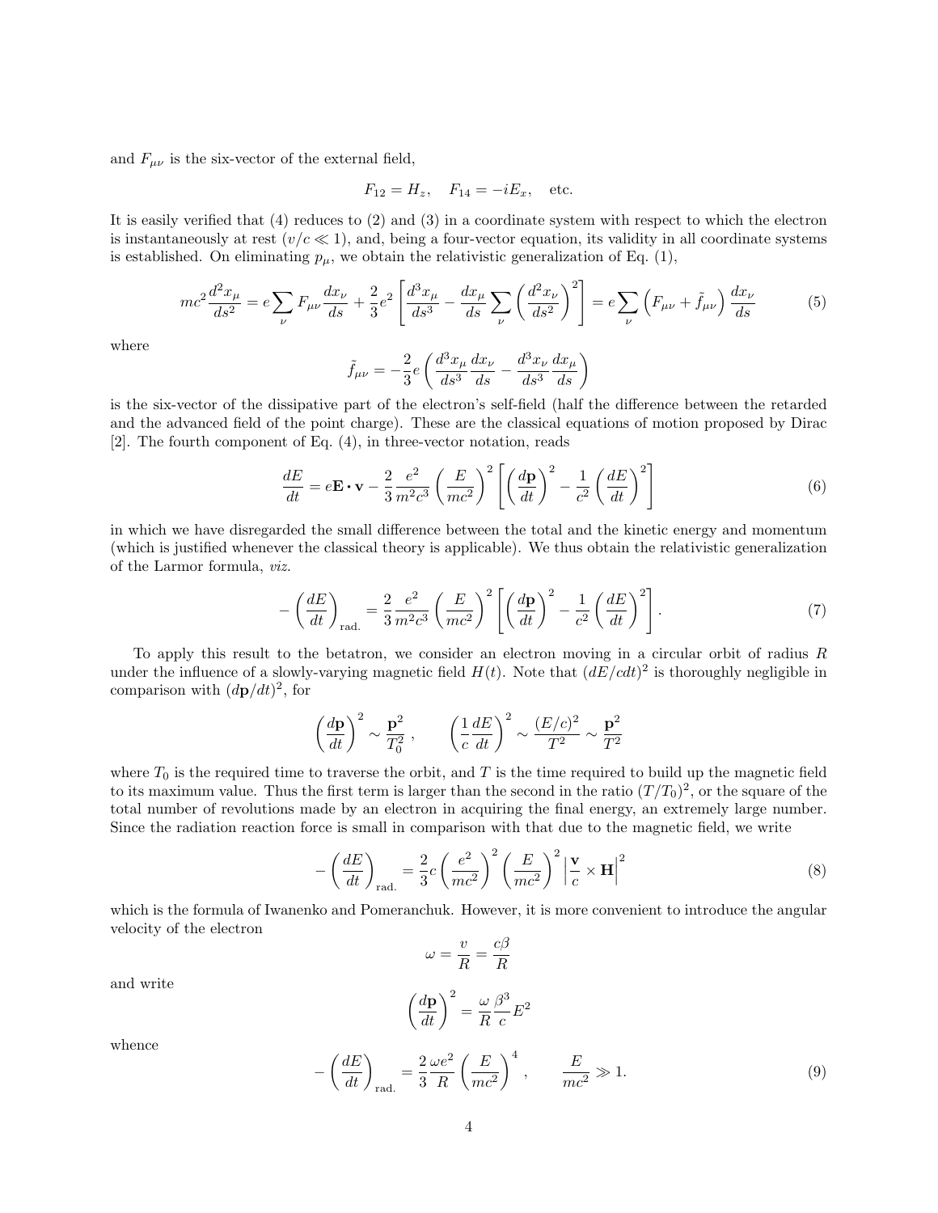and $F_{\mu\nu}$ is the six-vector of the external field,

$$F_{12} = H_z, \quad F_{14} = -iE_x, \quad \text{etc.}$$

It is easily verified that (4) reduces to (2) and (3) in a coordinate system with respect to which the electron is instantaneously at rest ($v/c \ll 1$), and, being a four-vector equation, its validity in all coordinate systems is established. On eliminating $p_\mu$, we obtain the relativistic generalization of Eq. (1),

$$mc^2 \frac{d^2 x_\mu}{ds^2} = e \sum_\nu F_{\mu\nu} \frac{dx_\nu}{ds} + \frac{2}{3} e^2 \left[ \frac{d^3 x_\mu}{ds^3} - \frac{dx_\mu}{ds} \sum_\nu \left( \frac{d^2 x_\nu}{ds^2} \right)^2 \right] = e \sum_\nu \left( F_{\mu\nu} + \tilde{f}_{\mu\nu} \right) \frac{dx_\nu}{ds} \tag{5}$$

where

$$\tilde{f}_{\mu\nu} = -\frac{2}{3} e \left( \frac{d^3 x_\mu}{ds^3} \frac{dx_\nu}{ds} - \frac{d^3 x_\nu}{ds^3} \frac{dx_\mu}{ds} \right)$$

is the six-vector of the dissipative part of the electron's self-field (half the difference between the retarded and the advanced field of the point charge). These are the classical equations of motion proposed by Dirac [2]. The fourth component of Eq. (4), in three-vector notation, reads

$$\frac{dE}{dt} = e\mathbf{E} \cdot \mathbf{v} - \frac{2}{3} \frac{e^2}{m^2 c^3} \left( \frac{E}{mc^2} \right)^2 \left[ \left( \frac{d\mathbf{p}}{dt} \right)^2 - \frac{1}{c^2} \left( \frac{dE}{dt} \right)^2 \right] \tag{6}$$

in which we have disregarded the small difference between the total and the kinetic energy and momentum (which is justified whenever the classical theory is applicable). We thus obtain the relativistic generalization of the Larmor formula, *viz.*

$$-\left( \frac{dE}{dt} \right)_{\text{rad.}} = \frac{2}{3} \frac{e^2}{m^2 c^3} \left( \frac{E}{mc^2} \right)^2 \left[ \left( \frac{d\mathbf{p}}{dt} \right)^2 - \frac{1}{c^2} \left( \frac{dE}{dt} \right)^2 \right]. \tag{7}$$

To apply this result to the betatron, we consider an electron moving in a circular orbit of radius $R$ under the influence of a slowly-varying magnetic field $H(t)$. Note that $(dE/cdt)^2$ is thoroughly negligible in comparison with $(d\mathbf{p}/dt)^2$, for

$$\left( \frac{d\mathbf{p}}{dt} \right)^2 \sim \frac{\mathbf{p}^2}{T_0^2}, \qquad \left( \frac{1}{c} \frac{dE}{dt} \right)^2 \sim \frac{(E/c)^2}{T^2} \sim \frac{\mathbf{p}^2}{T^2}$$

where $T_0$ is the required time to traverse the orbit, and $T$ is the time required to build up the magnetic field to its maximum value. Thus the first term is larger than the second in the ratio $(T/T_0)^2$, or the square of the total number of revolutions made by an electron in acquiring the final energy, an extremely large number. Since the radiation reaction force is small in comparison with that due to the magnetic field, we write

$$-\left( \frac{dE}{dt} \right)_{\text{rad.}} = \frac{2}{3} c \left( \frac{e^2}{mc^2} \right)^2 \left( \frac{E}{mc^2} \right)^2 \left| \frac{\mathbf{v}}{c} \times \mathbf{H} \right|^2 \tag{8}$$

which is the formula of Iwanenko and Pomeranchuk. However, it is more convenient to introduce the angular velocity of the electron

$$\omega = \frac{v}{R} = \frac{c\beta}{R}$$

and write

$$\left( \frac{d\mathbf{p}}{dt} \right)^2 = \frac{\omega}{R} \frac{\beta^3}{c} E^2$$

whence

$$-\left( \frac{dE}{dt} \right)_{\text{rad.}} = \frac{2}{3} \frac{\omega e^2}{R} \left( \frac{E}{mc^2} \right)^4, \qquad \frac{E}{mc^2} \gg 1. \tag{9}$$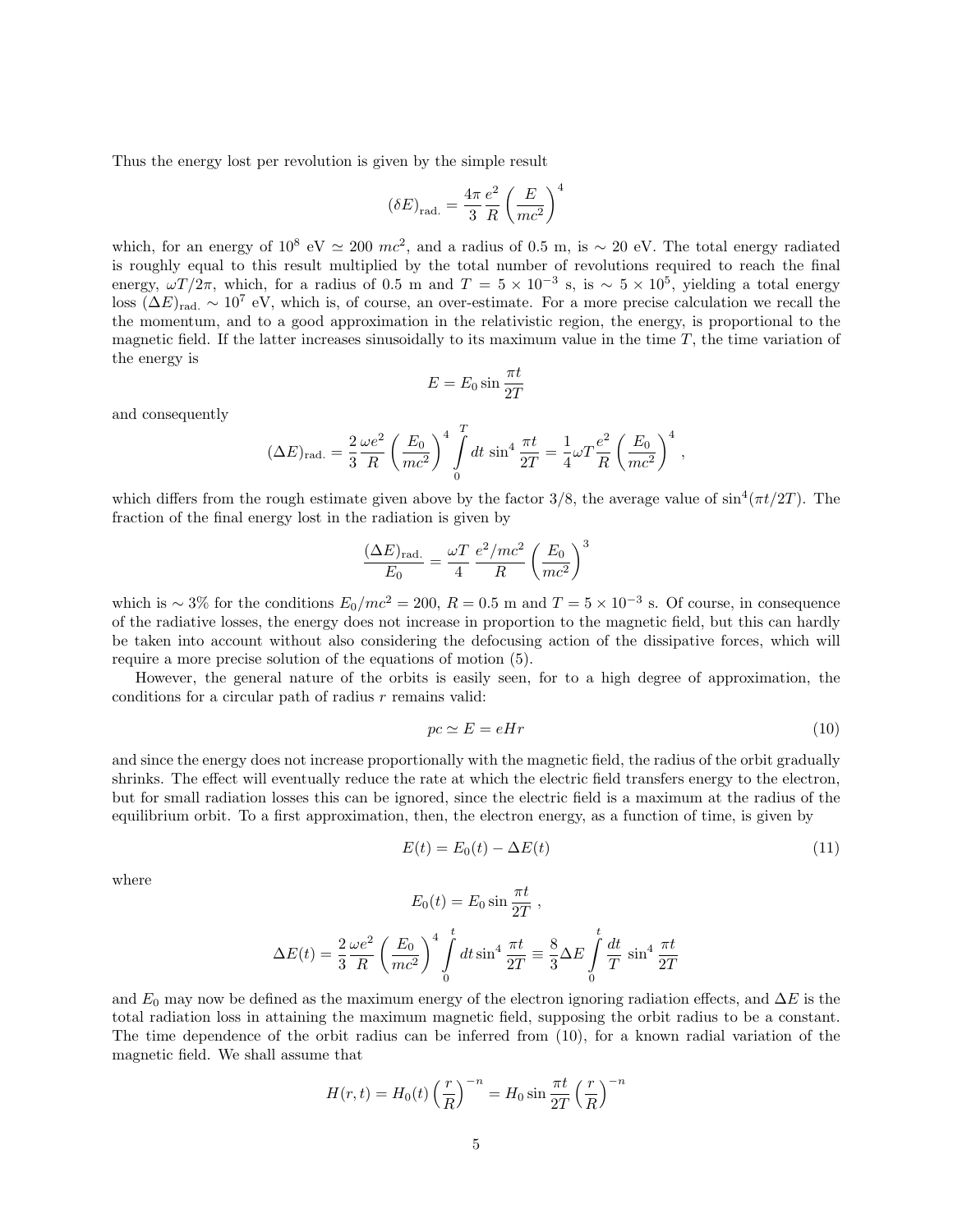Thus the energy lost per revolution is given by the simple result

$$(\delta E)_{\text{rad.}} = \frac{4\pi}{3}\frac{e^2}{R}\left(\frac{E}{mc^2}\right)^4$$

which, for an energy of $10^8$ eV $\simeq 200\ mc^2$, and a radius of 0.5 m, is $\sim 20$ eV. The total energy radiated is roughly equal to this result multiplied by the total number of revolutions required to reach the final energy, $\omega T/2\pi$, which, for a radius of 0.5 m and $T = 5\times 10^{-3}$ s, is $\sim 5\times 10^5$, yielding a total energy loss $(\Delta E)_{\text{rad.}} \sim 10^7$ eV, which is, of course, an over-estimate. For a more precise calculation we recall the the momentum, and to a good approximation in the relativistic region, the energy, is proportional to the magnetic field. If the latter increases sinusoidally to its maximum value in the time $T$, the time variation of the energy is

$$E = E_0 \sin\frac{\pi t}{2T}$$

and consequently

$$(\Delta E)_{\text{rad.}} = \frac{2}{3}\frac{\omega e^2}{R}\left(\frac{E_0}{mc^2}\right)^4 \int_0^T dt\, \sin^4\frac{\pi t}{2T} = \frac{1}{4}\omega T\frac{e^2}{R}\left(\frac{E_0}{mc^2}\right)^4,$$

which differs from the rough estimate given above by the factor 3/8, the average value of $\sin^4(\pi t/2T)$. The fraction of the final energy lost in the radiation is given by

$$\frac{(\Delta E)_{\text{rad.}}}{E_0} = \frac{\omega T}{4}\,\frac{e^2/mc^2}{R}\left(\frac{E_0}{mc^2}\right)^3$$

which is $\sim 3\%$ for the conditions $E_0/mc^2 = 200$, $R = 0.5$ m and $T = 5\times 10^{-3}$ s. Of course, in consequence of the radiative losses, the energy does not increase in proportion to the magnetic field, but this can hardly be taken into account without also considering the defocusing action of the dissipative forces, which will require a more precise solution of the equations of motion (5).

However, the general nature of the orbits is easily seen, for to a high degree of approximation, the conditions for a circular path of radius $r$ remains valid:

$$pc \simeq E = eHr \tag{10}$$

and since the energy does not increase proportionally with the magnetic field, the radius of the orbit gradually shrinks. The effect will eventually reduce the rate at which the electric field transfers energy to the electron, but for small radiation losses this can be ignored, since the electric field is a maximum at the radius of the equilibrium orbit. To a first approximation, then, the electron energy, as a function of time, is given by

$$E(t) = E_0(t) - \Delta E(t) \tag{11}$$

where

$$E_0(t) = E_0 \sin\frac{\pi t}{2T},$$

$$\Delta E(t) = \frac{2}{3}\frac{\omega e^2}{R}\left(\frac{E_0}{mc^2}\right)^4 \int_0^t dt \sin^4\frac{\pi t}{2T} \equiv \frac{8}{3}\Delta E\int_0^t \frac{dt}{T}\,\sin^4\frac{\pi t}{2T}$$

and $E_0$ may now be defined as the maximum energy of the electron ignoring radiation effects, and $\Delta E$ is the total radiation loss in attaining the maximum magnetic field, supposing the orbit radius to be a constant. The time dependence of the orbit radius can be inferred from (10), for a known radial variation of the magnetic field. We shall assume that

$$H(r,t) = H_0(t)\left(\frac{r}{R}\right)^{-n} = H_0 \sin\frac{\pi t}{2T}\left(\frac{r}{R}\right)^{-n}$$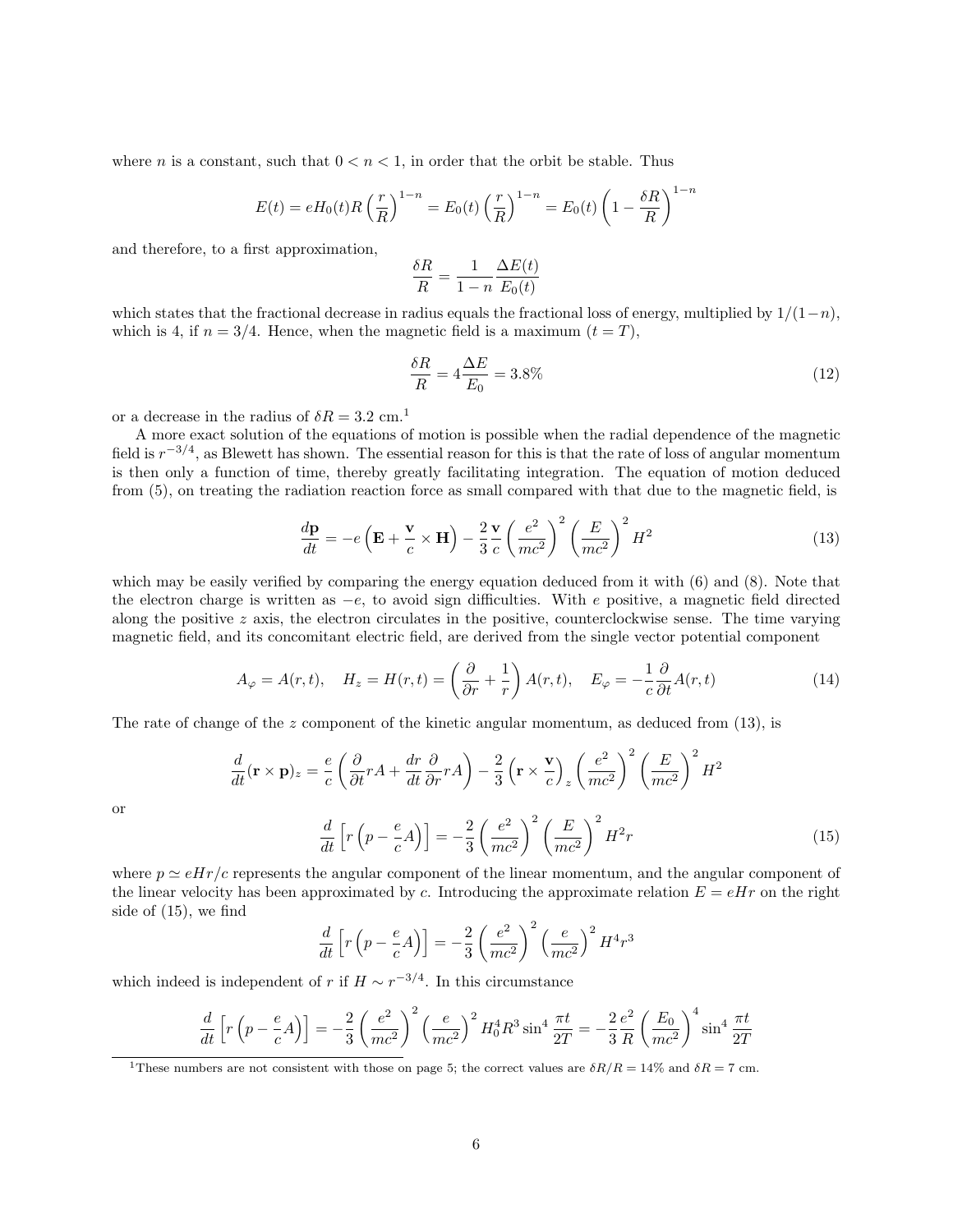where $n$ is a constant, such that $0 < n < 1$, in order that the orbit be stable. Thus

$$E(t) = eH_0(t)R\left(\frac{r}{R}\right)^{1-n} = E_0(t)\left(\frac{r}{R}\right)^{1-n} = E_0(t)\left(1 - \frac{\delta R}{R}\right)^{1-n}$$

and therefore, to a first approximation,

$$\frac{\delta R}{R} = \frac{1}{1-n}\frac{\Delta E(t)}{E_0(t)}$$

which states that the fractional decrease in radius equals the fractional loss of energy, multiplied by $1/(1-n)$, which is 4, if $n = 3/4$. Hence, when the magnetic field is a maximum ($t = T$),

$$\frac{\delta R}{R} = 4\frac{\Delta E}{E_0} = 3.8\% \tag{12}$$

or a decrease in the radius of $\delta R = 3.2$ cm.[1]

A more exact solution of the equations of motion is possible when the radial dependence of the magnetic field is $r^{-3/4}$, as Blewett has shown. The essential reason for this is that the rate of loss of angular momentum is then only a function of time, thereby greatly facilitating integration. The equation of motion deduced from (5), on treating the radiation reaction force as small compared with that due to the magnetic field, is

$$\frac{d\mathbf{p}}{dt} = -e\left(\mathbf{E} + \frac{\mathbf{v}}{c}\times\mathbf{H}\right) - \frac{2}{3}\frac{\mathbf{v}}{c}\left(\frac{e^2}{mc^2}\right)^2\left(\frac{E}{mc^2}\right)^2 H^2 \tag{13}$$

which may be easily verified by comparing the energy equation deduced from it with (6) and (8). Note that the electron charge is written as $-e$, to avoid sign difficulties. With $e$ positive, a magnetic field directed along the positive $z$ axis, the electron circulates in the positive, counterclockwise sense. The time varying magnetic field, and its concomitant electric field, are derived from the single vector potential component

$$A_\varphi = A(r,t), \quad H_z = H(r,t) = \left(\frac{\partial}{\partial r} + \frac{1}{r}\right)A(r,t), \quad E_\varphi = -\frac{1}{c}\frac{\partial}{\partial t}A(r,t) \tag{14}$$

The rate of change of the $z$ component of the kinetic angular momentum, as deduced from (13), is

$$\frac{d}{dt}(\mathbf{r}\times\mathbf{p})_z = \frac{e}{c}\left(\frac{\partial}{\partial t}rA + \frac{dr}{dt}\frac{\partial}{\partial r}rA\right) - \frac{2}{3}\left(\mathbf{r}\times\frac{\mathbf{v}}{c}\right)_z\left(\frac{e^2}{mc^2}\right)^2\left(\frac{E}{mc^2}\right)^2 H^2$$

or

$$\frac{d}{dt}\left[r\left(p - \frac{e}{c}A\right)\right] = -\frac{2}{3}\left(\frac{e^2}{mc^2}\right)^2\left(\frac{E}{mc^2}\right)^2 H^2 r \tag{15}$$

where $p \simeq eHr/c$ represents the angular component of the linear momentum, and the angular component of the linear velocity has been approximated by $c$. Introducing the approximate relation $E = eHr$ on the right side of (15), we find

$$\frac{d}{dt}\left[r\left(p - \frac{e}{c}A\right)\right] = -\frac{2}{3}\left(\frac{e^2}{mc^2}\right)^2\left(\frac{e}{mc^2}\right)^2 H^4 r^3$$

which indeed is independent of $r$ if $H \sim r^{-3/4}$. In this circumstance

$$\frac{d}{dt}\left[r\left(p - \frac{e}{c}A\right)\right] = -\frac{2}{3}\left(\frac{e^2}{mc^2}\right)^2\left(\frac{e}{mc^2}\right)^2 H_0^4 R^3 \sin^4\frac{\pi t}{2T} = -\frac{2}{3}\frac{e^2}{R}\left(\frac{E_0}{mc^2}\right)^4\sin^4\frac{\pi t}{2T}$$

[1] These numbers are not consistent with those on page 5; the correct values are $\delta R/R = 14\%$ and $\delta R = 7$ cm.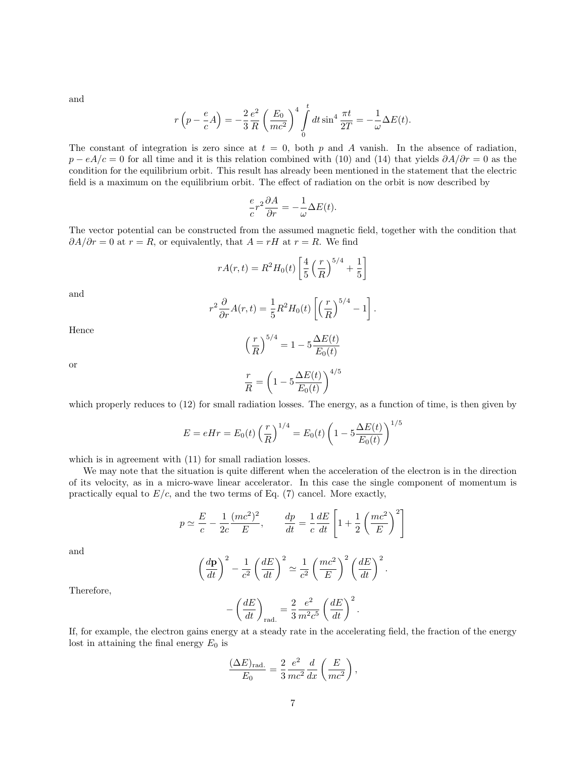and

$$r\left(p - \frac{e}{c}A\right) = -\frac{2}{3}\frac{e^2}{R}\left(\frac{E_0}{mc^2}\right)^4 \int_0^t dt \sin^4 \frac{\pi t}{2T} = -\frac{1}{\omega}\Delta E(t).$$

The constant of integration is zero since at $t = 0$, both $p$ and $A$ vanish. In the absence of radiation, $p - eA/c = 0$ for all time and it is this relation combined with (10) and (14) that yields $\partial A/\partial r = 0$ as the condition for the equilibrium orbit. This result has already been mentioned in the statement that the electric field is a maximum on the equilibrium orbit. The effect of radiation on the orbit is now described by

$$\frac{e}{c}r^2 \frac{\partial A}{\partial r} = -\frac{1}{\omega}\Delta E(t).$$

The vector potential can be constructed from the assumed magnetic field, together with the condition that $\partial A/\partial r = 0$ at $r = R$, or equivalently, that $A = rH$ at $r = R$. We find

$$rA(r,t) = R^2 H_0(t)\left[\frac{4}{5}\left(\frac{r}{R}\right)^{5/4} + \frac{1}{5}\right]$$

and

$$r^2 \frac{\partial}{\partial r}A(r,t) = \frac{1}{5}R^2 H_0(t)\left[\left(\frac{r}{R}\right)^{5/4} - 1\right].$$

Hence

$$\left(\frac{r}{R}\right)^{5/4} = 1 - 5\frac{\Delta E(t)}{E_0(t)}$$

or

$$\frac{r}{R} = \left(1 - 5\frac{\Delta E(t)}{E_0(t)}\right)^{4/5}$$

which properly reduces to (12) for small radiation losses. The energy, as a function of time, is then given by

$$E = eHr = E_0(t)\left(\frac{r}{R}\right)^{1/4} = E_0(t)\left(1 - 5\frac{\Delta E(t)}{E_0(t)}\right)^{1/5}$$

which is in agreement with (11) for small radiation losses.

We may note that the situation is quite different when the acceleration of the electron is in the direction of its velocity, as in a micro-wave linear accelerator. In this case the single component of momentum is practically equal to $E/c$, and the two terms of Eq. (7) cancel. More exactly,

$$p \simeq \frac{E}{c} - \frac{1}{2c}\frac{(mc^2)^2}{E}, \qquad \frac{dp}{dt} = \frac{1}{c}\frac{dE}{dt}\left[1 + \frac{1}{2}\left(\frac{mc^2}{E}\right)^2\right]$$

and

$$\left(\frac{d\mathbf{p}}{dt}\right)^2 - \frac{1}{c^2}\left(\frac{dE}{dt}\right)^2 \simeq \frac{1}{c^2}\left(\frac{mc^2}{E}\right)^2\left(\frac{dE}{dt}\right)^2.$$

Therefore,

$$-\left(\frac{dE}{dt}\right)_{\text{rad.}} = \frac{2}{3}\frac{e^2}{m^2c^5}\left(\frac{dE}{dt}\right)^2.$$

If, for example, the electron gains energy at a steady rate in the accelerating field, the fraction of the energy lost in attaining the final energy $E_0$ is

$$\frac{(\Delta E)_{\text{rad.}}}{E_0} = \frac{2}{3}\frac{e^2}{mc^2}\frac{d}{dx}\left(\frac{E}{mc^2}\right),$$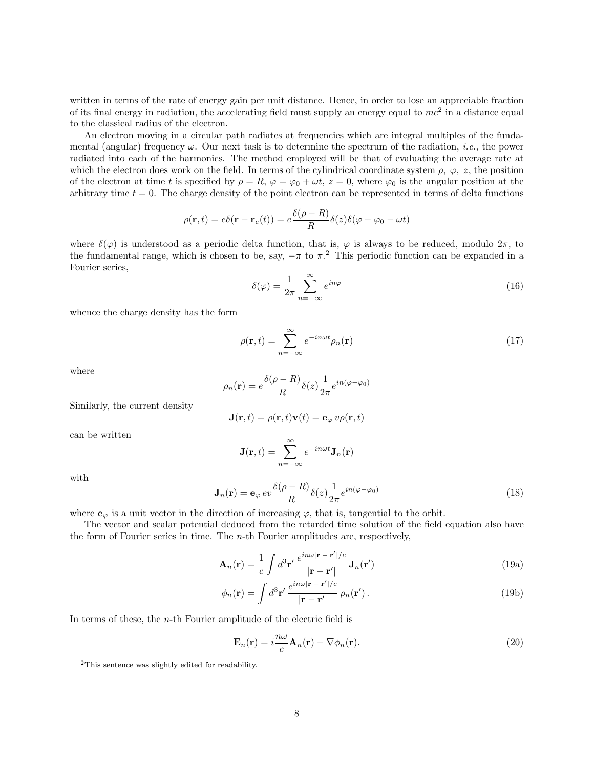written in terms of the rate of energy gain per unit distance. Hence, in order to lose an appreciable fraction of its final energy in radiation, the accelerating field must supply an energy equal to $mc^2$ in a distance equal to the classical radius of the electron.

An electron moving in a circular path radiates at frequencies which are integral multiples of the fundamental (angular) frequency $\omega$. Our next task is to determine the spectrum of the radiation, *i.e.*, the power radiated into each of the harmonics. The method employed will be that of evaluating the average rate at which the electron does work on the field. In terms of the cylindrical coordinate system $\rho$, $\varphi$, $z$, the position of the electron at time $t$ is specified by $\rho = R$, $\varphi = \varphi_0 + \omega t$, $z = 0$, where $\varphi_0$ is the angular position at the arbitrary time $t = 0$. The charge density of the point electron can be represented in terms of delta functions

$$\rho(\mathbf{r}, t) = e\delta(\mathbf{r} - \mathbf{r}_e(t)) = e\frac{\delta(\rho - R)}{R}\delta(z)\delta(\varphi - \varphi_0 - \omega t)$$

where $\delta(\varphi)$ is understood as a periodic delta function, that is, $\varphi$ is always to be reduced, modulo $2\pi$, to the fundamental range, which is chosen to be, say, $-\pi$ to $\pi$.[2] This periodic function can be expanded in a Fourier series,

$$\delta(\varphi) = \frac{1}{2\pi}\sum_{n=-\infty}^{\infty} e^{in\varphi} \tag{16}$$

whence the charge density has the form

$$\rho(\mathbf{r}, t) = \sum_{n=-\infty}^{\infty} e^{-in\omega t}\rho_n(\mathbf{r}) \tag{17}$$

where

$$\rho_n(\mathbf{r}) = e\frac{\delta(\rho - R)}{R}\delta(z)\frac{1}{2\pi}e^{in(\varphi - \varphi_0)}$$

Similarly, the current density

$$\mathbf{J}(\mathbf{r}, t) = \rho(\mathbf{r}, t)\mathbf{v}(t) = \mathbf{e}_\varphi\, v\rho(\mathbf{r}, t)$$

can be written

$$\mathbf{J}(\mathbf{r}, t) = \sum_{n=-\infty}^{\infty} e^{-in\omega t}\mathbf{J}_n(\mathbf{r})$$

with

$$\mathbf{J}_n(\mathbf{r}) = \mathbf{e}_\varphi\, ev\frac{\delta(\rho - R)}{R}\delta(z)\frac{1}{2\pi}e^{in(\varphi - \varphi_0)} \tag{18}$$

where $\mathbf{e}_\varphi$ is a unit vector in the direction of increasing $\varphi$, that is, tangential to the orbit.

The vector and scalar potential deduced from the retarded time solution of the field equation also have the form of Fourier series in time. The $n$-th Fourier amplitudes are, respectively,

$$\mathbf{A}_n(\mathbf{r}) = \frac{1}{c}\int d^3\mathbf{r}'\, \frac{e^{in\omega|\mathbf{r} - \mathbf{r}'|/c}}{|\mathbf{r} - \mathbf{r}'|}\,\mathbf{J}_n(\mathbf{r}') \tag{19a}$$

$$\phi_n(\mathbf{r}) = \int d^3\mathbf{r}'\, \frac{e^{in\omega|\mathbf{r} - \mathbf{r}'|/c}}{|\mathbf{r} - \mathbf{r}'|}\,\rho_n(\mathbf{r}'). \tag{19b}$$

In terms of these, the $n$-th Fourier amplitude of the electric field is

$$\mathbf{E}_n(\mathbf{r}) = i\frac{n\omega}{c}\mathbf{A}_n(\mathbf{r}) - \nabla\phi_n(\mathbf{r}). \tag{20}$$

[2] This sentence was slightly edited for readability.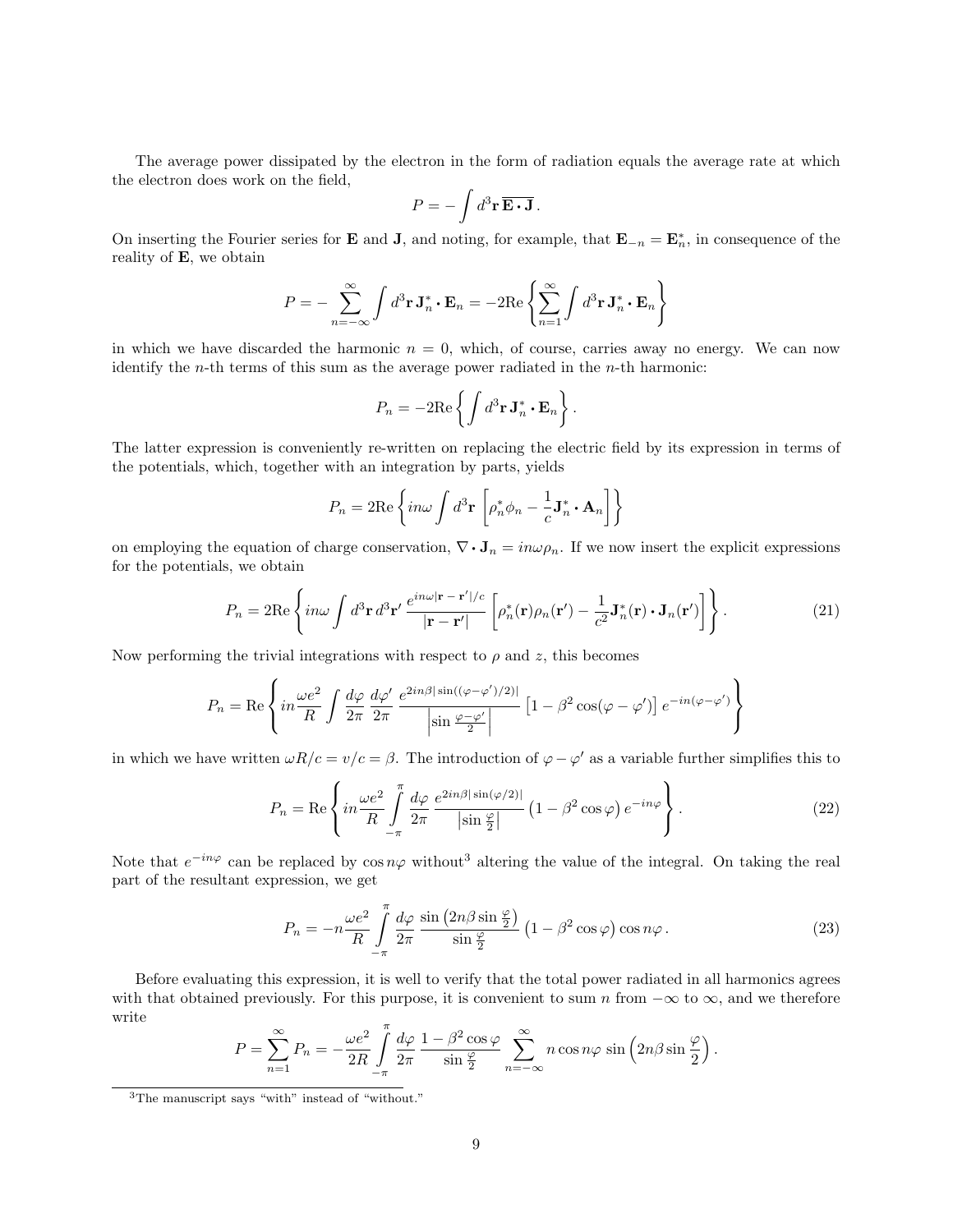The average power dissipated by the electron in the form of radiation equals the average rate at which the electron does work on the field,

$$P = -\int d^3\mathbf{r}\,\overline{\mathbf{E}\cdot\mathbf{J}}\,.$$

On inserting the Fourier series for $\mathbf{E}$ and $\mathbf{J}$, and noting, for example, that $\mathbf{E}_{-n} = \mathbf{E}_n^*$, in consequence of the reality of $\mathbf{E}$, we obtain

$$P = -\sum_{n=-\infty}^{\infty} \int d^3\mathbf{r}\,\mathbf{J}_n^*\cdot\mathbf{E}_n = -2\mathrm{Re}\left\{\sum_{n=1}^{\infty}\int d^3\mathbf{r}\,\mathbf{J}_n^*\cdot\mathbf{E}_n\right\}$$

in which we have discarded the harmonic $n = 0$, which, of course, carries away no energy. We can now identify the $n$-th terms of this sum as the average power radiated in the $n$-th harmonic:

$$P_n = -2\mathrm{Re}\left\{\int d^3\mathbf{r}\,\mathbf{J}_n^*\cdot\mathbf{E}_n\right\}.$$

The latter expression is conveniently re-written on replacing the electric field by its expression in terms of the potentials, which, together with an integration by parts, yields

$$P_n = 2\mathrm{Re}\left\{in\omega\int d^3\mathbf{r}\,\left[\rho_n^*\phi_n - \frac{1}{c}\mathbf{J}_n^*\cdot\mathbf{A}_n\right]\right\}$$

on employing the equation of charge conservation, $\nabla\cdot\mathbf{J}_n = in\omega\rho_n$. If we now insert the explicit expressions for the potentials, we obtain

$$P_n = 2\mathrm{Re}\left\{in\omega\int d^3\mathbf{r}\,d^3\mathbf{r}'\,\frac{e^{in\omega|\mathbf{r}-\mathbf{r}'|/c}}{|\mathbf{r}-\mathbf{r}'|}\left[\rho_n^*(\mathbf{r})\rho_n(\mathbf{r}') - \frac{1}{c^2}\mathbf{J}_n^*(\mathbf{r})\cdot\mathbf{J}_n(\mathbf{r}')\right]\right\}. \tag{21}$$

Now performing the trivial integrations with respect to $\rho$ and $z$, this becomes

$$P_n = \mathrm{Re}\left\{in\frac{\omega e^2}{R}\int\frac{d\varphi}{2\pi}\,\frac{d\varphi'}{2\pi}\,\frac{e^{2in\beta|\sin((\varphi-\varphi')/2)|}}{\left|\sin\frac{\varphi-\varphi'}{2}\right|}\left[1-\beta^2\cos(\varphi-\varphi')\right]e^{-in(\varphi-\varphi')}\right\}$$

in which we have written $\omega R/c = v/c = \beta$. The introduction of $\varphi-\varphi'$ as a variable further simplifies this to

$$P_n = \mathrm{Re}\left\{in\frac{\omega e^2}{R}\int_{-\pi}^{\pi}\frac{d\varphi}{2\pi}\,\frac{e^{2in\beta|\sin(\varphi/2)|}}{\left|\sin\frac{\varphi}{2}\right|}\left(1-\beta^2\cos\varphi\right)e^{-in\varphi}\right\}. \tag{22}$$

Note that $e^{-in\varphi}$ can be replaced by $\cos n\varphi$ without[3] altering the value of the integral. On taking the real part of the resultant expression, we get

$$P_n = -n\frac{\omega e^2}{R}\int_{-\pi}^{\pi}\frac{d\varphi}{2\pi}\,\frac{\sin\left(2n\beta\sin\frac{\varphi}{2}\right)}{\sin\frac{\varphi}{2}}\left(1-\beta^2\cos\varphi\right)\cos n\varphi\,. \tag{23}$$

Before evaluating this expression, it is well to verify that the total power radiated in all harmonics agrees with that obtained previously. For this purpose, it is convenient to sum $n$ from $-\infty$ to $\infty$, and we therefore write

$$P = \sum_{n=1}^{\infty} P_n = -\frac{\omega e^2}{2R}\int_{-\pi}^{\pi}\frac{d\varphi}{2\pi}\,\frac{1-\beta^2\cos\varphi}{\sin\frac{\varphi}{2}}\sum_{n=-\infty}^{\infty} n\cos n\varphi\,\sin\left(2n\beta\sin\frac{\varphi}{2}\right).$$

[3] The manuscript says "with" instead of "without."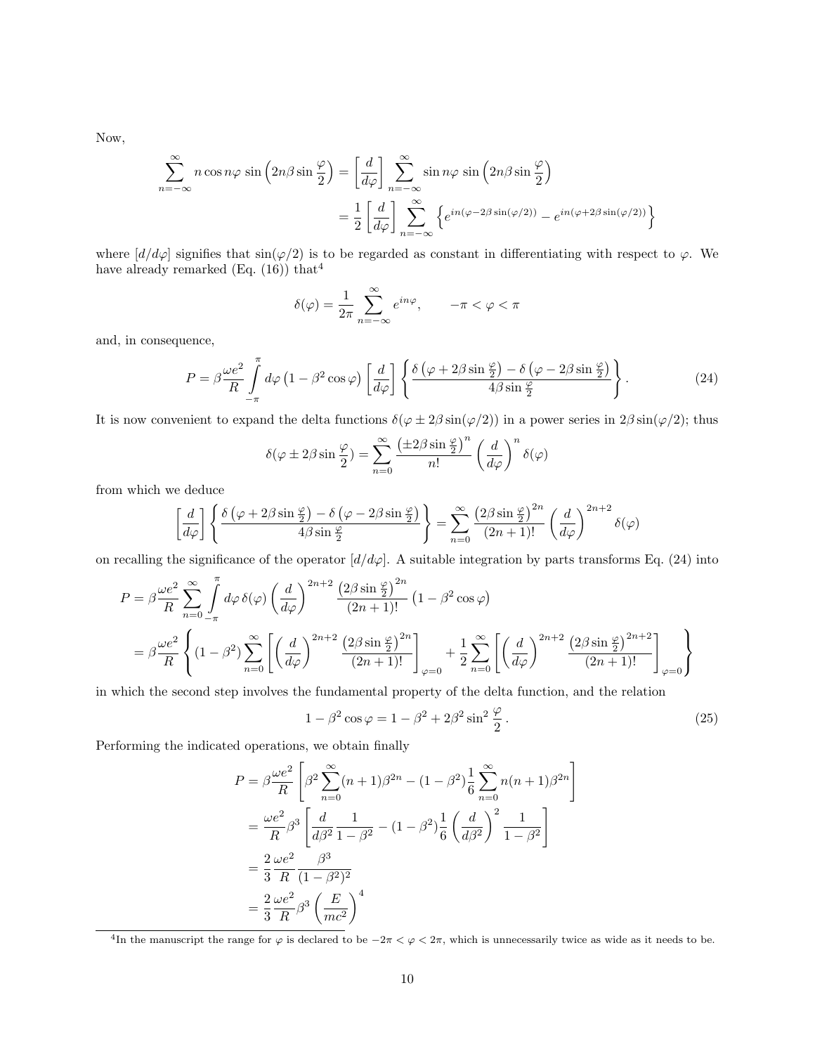Now,

$$\sum_{n=-\infty}^{\infty} n\cos n\varphi \,\sin\Big(2n\beta\sin\frac{\varphi}{2}\Big) = \left[\frac{d}{d\varphi}\right]\sum_{n=-\infty}^{\infty}\sin n\varphi\,\sin\Big(2n\beta\sin\frac{\varphi}{2}\Big)$$
$$= \frac{1}{2}\left[\frac{d}{d\varphi}\right]\sum_{n=-\infty}^{\infty}\Big\{e^{in(\varphi-2\beta\sin(\varphi/2))} - e^{in(\varphi+2\beta\sin(\varphi/2))}\Big\}$$

where $[d/d\varphi]$ signifies that $\sin(\varphi/2)$ is to be regarded as constant in differentiating with respect to $\varphi$. We have already remarked (Eq. (16)) that[4]

$$\delta(\varphi) = \frac{1}{2\pi}\sum_{n=-\infty}^{\infty} e^{in\varphi}, \qquad -\pi < \varphi < \pi$$

and, in consequence,

$$P = \beta\frac{\omega e^2}{R}\int_{-\pi}^{\pi} d\varphi\,\big(1-\beta^2\cos\varphi\big)\left[\frac{d}{d\varphi}\right]\left\{\frac{\delta\big(\varphi+2\beta\sin\frac{\varphi}{2}\big)-\delta\big(\varphi-2\beta\sin\frac{\varphi}{2}\big)}{4\beta\sin\frac{\varphi}{2}}\right\}. \tag{24}$$

It is now convenient to expand the delta functions $\delta(\varphi \pm 2\beta\sin(\varphi/2))$ in a power series in $2\beta\sin(\varphi/2)$; thus

$$\delta(\varphi \pm 2\beta\sin\frac{\varphi}{2}) = \sum_{n=0}^{\infty}\frac{\big(\pm 2\beta\sin\frac{\varphi}{2}\big)^n}{n!}\left(\frac{d}{d\varphi}\right)^n\delta(\varphi)$$

from which we deduce

$$\left[\frac{d}{d\varphi}\right]\left\{\frac{\delta\big(\varphi+2\beta\sin\frac{\varphi}{2}\big)-\delta\big(\varphi-2\beta\sin\frac{\varphi}{2}\big)}{4\beta\sin\frac{\varphi}{2}}\right\} = \sum_{n=0}^{\infty}\frac{\big(2\beta\sin\frac{\varphi}{2}\big)^{2n}}{(2n+1)!}\left(\frac{d}{d\varphi}\right)^{2n+2}\delta(\varphi)$$

on recalling the significance of the operator $[d/d\varphi]$. A suitable integration by parts transforms Eq. (24) into

$$P = \beta\frac{\omega e^2}{R}\sum_{n=0}^{\infty}\int_{-\pi}^{\pi} d\varphi\,\delta(\varphi)\left(\frac{d}{d\varphi}\right)^{2n+2}\frac{\big(2\beta\sin\frac{\varphi}{2}\big)^{2n}}{(2n+1)!}\big(1-\beta^2\cos\varphi\big)$$
$$= \beta\frac{\omega e^2}{R}\left\{(1-\beta^2)\sum_{n=0}^{\infty}\left[\left(\frac{d}{d\varphi}\right)^{2n+2}\frac{\big(2\beta\sin\frac{\varphi}{2}\big)^{2n}}{(2n+1)!}\right]_{\varphi=0} + \frac{1}{2}\sum_{n=0}^{\infty}\left[\left(\frac{d}{d\varphi}\right)^{2n+2}\frac{\big(2\beta\sin\frac{\varphi}{2}\big)^{2n+2}}{(2n+1)!}\right]_{\varphi=0}\right\}$$

in which the second step involves the fundamental property of the delta function, and the relation

$$1-\beta^2\cos\varphi = 1-\beta^2+2\beta^2\sin^2\frac{\varphi}{2}\,. \tag{25}$$

Performing the indicated operations, we obtain finally

$$P = \beta\frac{\omega e^2}{R}\left[\beta^2\sum_{n=0}^{\infty}(n+1)\beta^{2n} - (1-\beta^2)\frac{1}{6}\sum_{n=0}^{\infty}n(n+1)\beta^{2n}\right]$$
$$= \frac{\omega e^2}{R}\beta^3\left[\frac{d}{d\beta^2}\frac{1}{1-\beta^2} - (1-\beta^2)\frac{1}{6}\left(\frac{d}{d\beta^2}\right)^2\frac{1}{1-\beta^2}\right]$$
$$= \frac{2}{3}\frac{\omega e^2}{R}\frac{\beta^3}{(1-\beta^2)^2}$$
$$= \frac{2}{3}\frac{\omega e^2}{R}\beta^3\left(\frac{E}{mc^2}\right)^4$$

---

[4] In the manuscript the range for $\varphi$ is declared to be $-2\pi < \varphi < 2\pi$, which is unnecessarily twice as wide as it needs to be.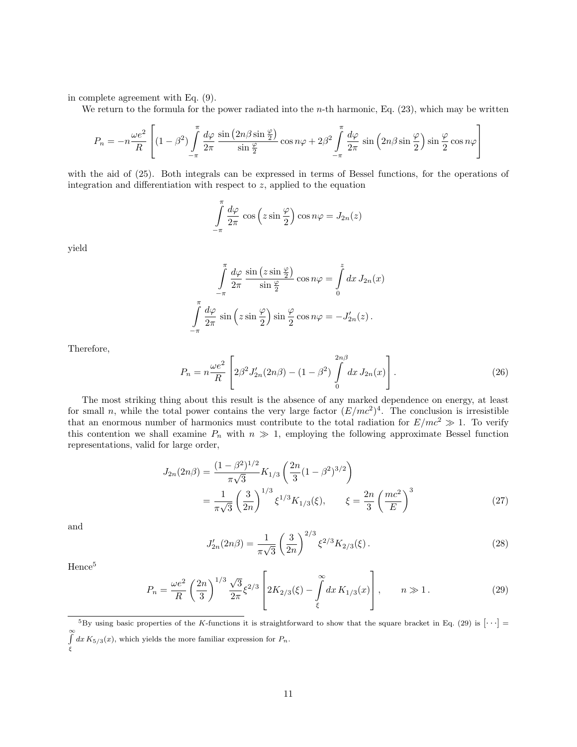in complete agreement with Eq. (9).

We return to the formula for the power radiated into the $n$-th harmonic, Eq. (23), which may be written

$$P_n = -n\frac{\omega e^2}{R}\left[(1-\beta^2)\int_{-\pi}^{\pi}\frac{d\varphi}{2\pi}\,\frac{\sin\left(2n\beta\sin\frac{\varphi}{2}\right)}{\sin\frac{\varphi}{2}}\cos n\varphi + 2\beta^2\int_{-\pi}^{\pi}\frac{d\varphi}{2\pi}\,\sin\left(2n\beta\sin\frac{\varphi}{2}\right)\sin\frac{\varphi}{2}\cos n\varphi\right]$$

with the aid of (25). Both integrals can be expressed in terms of Bessel functions, for the operations of integration and differentiation with respect to $z$, applied to the equation

$$\int_{-\pi}^{\pi}\frac{d\varphi}{2\pi}\,\cos\left(z\sin\frac{\varphi}{2}\right)\cos n\varphi = J_{2n}(z)$$

yield

$$\int_{-\pi}^{\pi}\frac{d\varphi}{2\pi}\,\frac{\sin\left(z\sin\frac{\varphi}{2}\right)}{\sin\frac{\varphi}{2}}\cos n\varphi = \int_0^z dx\, J_{2n}(x)$$

$$\int_{-\pi}^{\pi}\frac{d\varphi}{2\pi}\,\sin\left(z\sin\frac{\varphi}{2}\right)\sin\frac{\varphi}{2}\cos n\varphi = -J'_{2n}(z)\,.$$

Therefore,

$$P_n = n\frac{\omega e^2}{R}\left[2\beta^2 J'_{2n}(2n\beta) - (1-\beta^2)\int_0^{2n\beta} dx\, J_{2n}(x)\right]. \tag{26}$$

The most striking thing about this result is the absence of any marked dependence on energy, at least for small $n$, while the total power contains the very large factor $(E/mc^2)^4$. The conclusion is irresistible that an enormous number of harmonics must contribute to the total radiation for $E/mc^2 \gg 1$. To verify this contention we shall examine $P_n$ with $n \gg 1$, employing the following approximate Bessel function representations, valid for large order,

$$\begin{aligned} J_{2n}(2n\beta) &= \frac{(1-\beta^2)^{1/2}}{\pi\sqrt{3}}K_{1/3}\left(\frac{2n}{3}(1-\beta^2)^{3/2}\right) \\ &= \frac{1}{\pi\sqrt{3}}\left(\frac{3}{2n}\right)^{1/3}\xi^{1/3}K_{1/3}(\xi), \qquad \xi = \frac{2n}{3}\left(\frac{mc^2}{E}\right)^3 \end{aligned} \tag{27}$$

and

$$J'_{2n}(2n\beta) = \frac{1}{\pi\sqrt{3}}\left(\frac{3}{2n}\right)^{2/3}\xi^{2/3}K_{2/3}(\xi)\,. \tag{28}$$

Hence[5]

$$P_n = \frac{\omega e^2}{R}\left(\frac{2n}{3}\right)^{1/3}\frac{\sqrt{3}}{2\pi}\xi^{2/3}\left[2K_{2/3}(\xi) - \int_\xi^\infty dx\, K_{1/3}(x)\right], \qquad n \gg 1\,. \tag{29}$$

---

[5]By using basic properties of the $K$-functions it is straightforward to show that the square bracket in Eq. (29) is $\left[\cdots\right] = \int_\xi^\infty dx\, K_{5/3}(x)$, which yields the more familiar expression for $P_n$.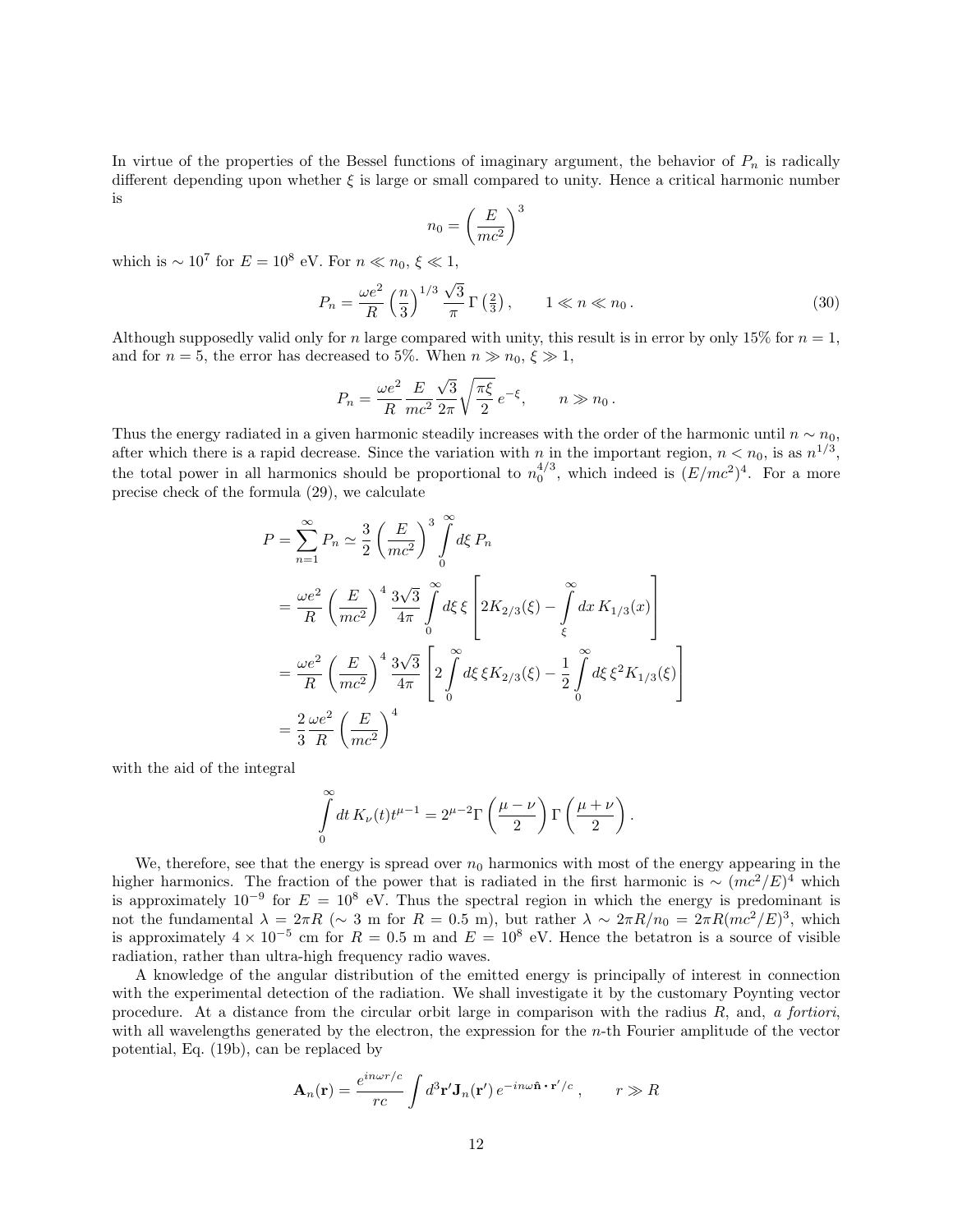In virtue of the properties of the Bessel functions of imaginary argument, the behavior of $P_n$ is radically different depending upon whether $\xi$ is large or small compared to unity. Hence a critical harmonic number is

$$
n_0 = \left(\frac{E}{mc^2}\right)^3
$$

which is $\sim 10^7$ for $E = 10^8$ eV. For $n \ll n_0$, $\xi \ll 1$,

$$
P_n = \frac{\omega e^2}{R}\left(\frac{n}{3}\right)^{1/3}\frac{\sqrt{3}}{\pi}\,\Gamma\left(\tfrac{2}{3}\right), \qquad 1 \ll n \ll n_0\,. \tag{30}
$$

Although supposedly valid only for $n$ large compared with unity, this result is in error by only 15% for $n = 1$, and for $n = 5$, the error has decreased to 5%. When $n \gg n_0$, $\xi \gg 1$,

$$
P_n = \frac{\omega e^2}{R}\frac{E}{mc^2}\frac{\sqrt{3}}{2\pi}\sqrt{\frac{\pi\xi}{2}}\,e^{-\xi}, \qquad n \gg n_0\,.
$$

Thus the energy radiated in a given harmonic steadily increases with the order of the harmonic until $n \sim n_0$, after which there is a rapid decrease. Since the variation with $n$ in the important region, $n < n_0$, is as $n^{1/3}$, the total power in all harmonics should be proportional to $n_0^{4/3}$, which indeed is $(E/mc^2)^4$. For a more precise check of the formula (29), we calculate

$$
\begin{aligned}
P = \sum_{n=1}^{\infty} P_n &\simeq \frac{3}{2}\left(\frac{E}{mc^2}\right)^3 \int_0^\infty d\xi\, P_n \\
&= \frac{\omega e^2}{R}\left(\frac{E}{mc^2}\right)^4 \frac{3\sqrt{3}}{4\pi}\int_0^\infty d\xi\,\xi\left[2K_{2/3}(\xi) - \int_\xi^\infty dx\, K_{1/3}(x)\right] \\
&= \frac{\omega e^2}{R}\left(\frac{E}{mc^2}\right)^4 \frac{3\sqrt{3}}{4\pi}\left[2\int_0^\infty d\xi\,\xi K_{2/3}(\xi) - \frac{1}{2}\int_0^\infty d\xi\,\xi^2 K_{1/3}(\xi)\right] \\
&= \frac{2}{3}\frac{\omega e^2}{R}\left(\frac{E}{mc^2}\right)^4
\end{aligned}
$$

with the aid of the integral

$$
\int_0^\infty dt\, K_\nu(t) t^{\mu-1} = 2^{\mu-2}\Gamma\left(\frac{\mu-\nu}{2}\right)\Gamma\left(\frac{\mu+\nu}{2}\right).
$$

We, therefore, see that the energy is spread over $n_0$ harmonics with most of the energy appearing in the higher harmonics. The fraction of the power that is radiated in the first harmonic is $\sim (mc^2/E)^4$ which is approximately $10^{-9}$ for $E = 10^8$ eV. Thus the spectral region in which the energy is predominant is not the fundamental $\lambda = 2\pi R$ ($\sim 3$ m for $R = 0.5$ m), but rather $\lambda \sim 2\pi R/n_0 = 2\pi R(mc^2/E)^3$, which is approximately $4 \times 10^{-5}$ cm for $R = 0.5$ m and $E = 10^8$ eV. Hence the betatron is a source of visible radiation, rather than ultra-high frequency radio waves.

A knowledge of the angular distribution of the emitted energy is principally of interest in connection with the experimental detection of the radiation. We shall investigate it by the customary Poynting vector procedure. At a distance from the circular orbit large in comparison with the radius $R$, and, *a fortiori*, with all wavelengths generated by the electron, the expression for the $n$-th Fourier amplitude of the vector potential, Eq. (19b), can be replaced by

$$
\mathbf{A}_n(\mathbf{r}) = \frac{e^{in\omega r/c}}{rc}\int d^3\mathbf{r}'\mathbf{J}_n(\mathbf{r}')\,e^{-in\omega\hat{\mathbf{n}}\cdot\mathbf{r}'/c}\,, \qquad r \gg R
$$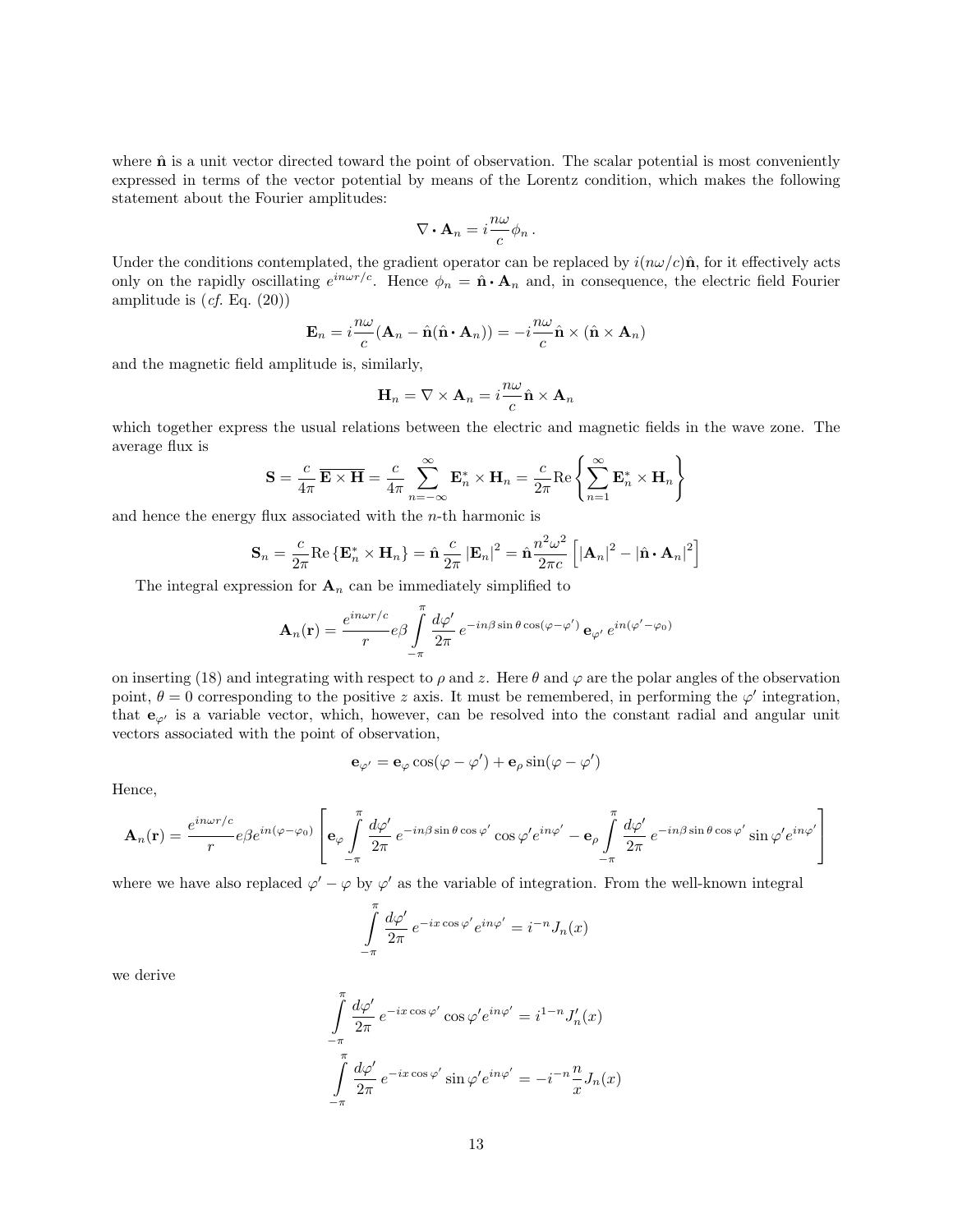where $\hat{\mathbf{n}}$ is a unit vector directed toward the point of observation. The scalar potential is most conveniently expressed in terms of the vector potential by means of the Lorentz condition, which makes the following statement about the Fourier amplitudes:

$$\nabla \boldsymbol{\cdot} \mathbf{A}_n = i\frac{n\omega}{c}\phi_n \,.$$

Under the conditions contemplated, the gradient operator can be replaced by $i(n\omega/c)\hat{\mathbf{n}}$, for it effectively acts only on the rapidly oscillating $e^{in\omega r/c}$. Hence $\phi_n = \hat{\mathbf{n}} \boldsymbol{\cdot} \mathbf{A}_n$ and, in consequence, the electric field Fourier amplitude is (*cf.* Eq. (20))

$$\mathbf{E}_n = i\frac{n\omega}{c}(\mathbf{A}_n - \hat{\mathbf{n}}(\hat{\mathbf{n}} \boldsymbol{\cdot} \mathbf{A}_n)) = -i\frac{n\omega}{c}\hat{\mathbf{n}} \times (\hat{\mathbf{n}} \times \mathbf{A}_n)$$

and the magnetic field amplitude is, similarly,

$$\mathbf{H}_n = \nabla \times \mathbf{A}_n = i\frac{n\omega}{c}\hat{\mathbf{n}} \times \mathbf{A}_n$$

which together express the usual relations between the electric and magnetic fields in the wave zone. The average flux is

$$\mathbf{S} = \frac{c}{4\pi}\,\overline{\mathbf{E} \times \mathbf{H}} = \frac{c}{4\pi}\sum_{n=-\infty}^{\infty}\mathbf{E}_n^* \times \mathbf{H}_n = \frac{c}{2\pi}\mathrm{Re}\left\{\sum_{n=1}^{\infty}\mathbf{E}_n^* \times \mathbf{H}_n\right\}$$

and hence the energy flux associated with the $n$-th harmonic is

$$\mathbf{S}_n = \frac{c}{2\pi}\mathrm{Re}\left\{\mathbf{E}_n^* \times \mathbf{H}_n\right\} = \hat{\mathbf{n}}\,\frac{c}{2\pi}\left|\mathbf{E}_n\right|^2 = \hat{\mathbf{n}}\frac{n^2\omega^2}{2\pi c}\left[\left|\mathbf{A}_n\right|^2 - \left|\hat{\mathbf{n}} \boldsymbol{\cdot} \mathbf{A}_n\right|^2\right]$$

The integral expression for $\mathbf{A}_n$ can be immediately simplified to

$$\mathbf{A}_n(\mathbf{r}) = \frac{e^{in\omega r/c}}{r}e\beta\int_{-\pi}^{\pi}\frac{d\varphi'}{2\pi}\,e^{-in\beta\sin\theta\cos(\varphi-\varphi')}\,\mathbf{e}_{\varphi'}\,e^{in(\varphi'-\varphi_0)}$$

on inserting (18) and integrating with respect to $\rho$ and $z$. Here $\theta$ and $\varphi$ are the polar angles of the observation point, $\theta = 0$ corresponding to the positive $z$ axis. It must be remembered, in performing the $\varphi'$ integration, that $\mathbf{e}_{\varphi'}$ is a variable vector, which, however, can be resolved into the constant radial and angular unit vectors associated with the point of observation,

$$\mathbf{e}_{\varphi'} = \mathbf{e}_\varphi\cos(\varphi - \varphi') + \mathbf{e}_\rho\sin(\varphi - \varphi')$$

Hence,

$$\mathbf{A}_n(\mathbf{r}) = \frac{e^{in\omega r/c}}{r}e\beta e^{in(\varphi-\varphi_0)}\left[\mathbf{e}_\varphi\int_{-\pi}^{\pi}\frac{d\varphi'}{2\pi}\,e^{-in\beta\sin\theta\cos\varphi'}\cos\varphi' e^{in\varphi'} - \mathbf{e}_\rho\int_{-\pi}^{\pi}\frac{d\varphi'}{2\pi}\,e^{-in\beta\sin\theta\cos\varphi'}\sin\varphi' e^{in\varphi'}\right]$$

where we have also replaced $\varphi' - \varphi$ by $\varphi'$ as the variable of integration. From the well-known integral

$$\int_{-\pi}^{\pi}\frac{d\varphi'}{2\pi}\,e^{-ix\cos\varphi'}e^{in\varphi'} = i^{-n}J_n(x)$$

we derive

$$\int_{-\pi}^{\pi}\frac{d\varphi'}{2\pi}\,e^{-ix\cos\varphi'}\cos\varphi' e^{in\varphi'} = i^{1-n}J_n'(x)$$

$$\int_{-\pi}^{\pi}\frac{d\varphi'}{2\pi}\,e^{-ix\cos\varphi'}\sin\varphi' e^{in\varphi'} = -i^{-n}\frac{n}{x}J_n(x)$$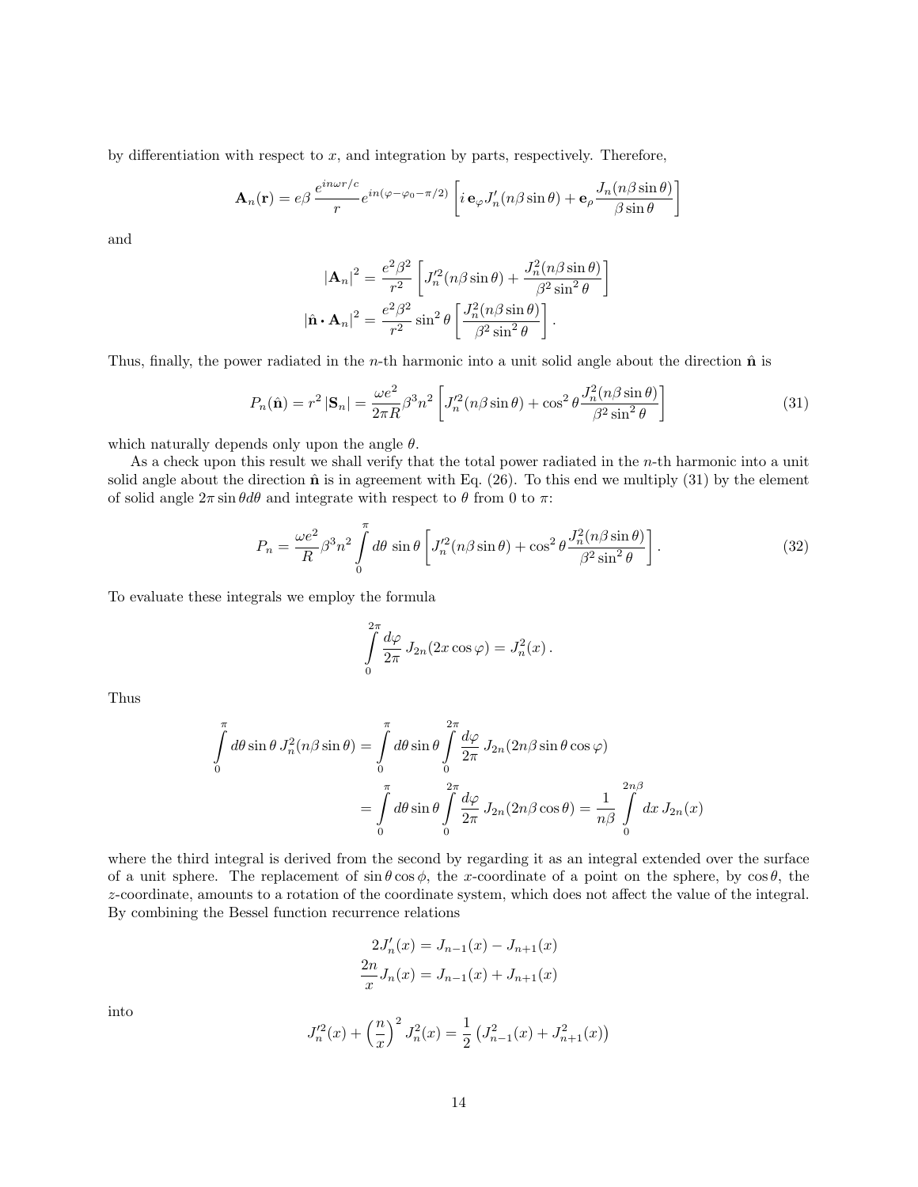by differentiation with respect to $x$, and integration by parts, respectively. Therefore,

$$\mathbf{A}_n(\mathbf{r}) = e\beta\,\frac{e^{in\omega r/c}}{r}e^{in(\varphi-\varphi_0-\pi/2)}\left[i\,\mathbf{e}_\varphi J_n'(n\beta\sin\theta) + \mathbf{e}_\rho\frac{J_n(n\beta\sin\theta)}{\beta\sin\theta}\right]$$

and

$$\begin{aligned}
|\mathbf{A}_n|^2 &= \frac{e^2\beta^2}{r^2}\left[J_n'^2(n\beta\sin\theta) + \frac{J_n^2(n\beta\sin\theta)}{\beta^2\sin^2\theta}\right]\\
|\hat{\mathbf{n}}\cdot\mathbf{A}_n|^2 &= \frac{e^2\beta^2}{r^2}\sin^2\theta\left[\frac{J_n^2(n\beta\sin\theta)}{\beta^2\sin^2\theta}\right].
\end{aligned}$$

Thus, finally, the power radiated in the $n$-th harmonic into a unit solid angle about the direction $\hat{\mathbf{n}}$ is

$$P_n(\hat{\mathbf{n}}) = r^2\,|\mathbf{S}_n| = \frac{\omega e^2}{2\pi R}\beta^3 n^2\left[J_n'^2(n\beta\sin\theta) + \cos^2\theta\,\frac{J_n^2(n\beta\sin\theta)}{\beta^2\sin^2\theta}\right] \tag{31}$$

which naturally depends only upon the angle $\theta$.

As a check upon this result we shall verify that the total power radiated in the $n$-th harmonic into a unit solid angle about the direction $\hat{\mathbf{n}}$ is in agreement with Eq. (26). To this end we multiply (31) by the element of solid angle $2\pi\sin\theta d\theta$ and integrate with respect to $\theta$ from 0 to $\pi$:

$$P_n = \frac{\omega e^2}{R}\beta^3 n^2\int_0^\pi d\theta\,\sin\theta\left[J_n'^2(n\beta\sin\theta) + \cos^2\theta\,\frac{J_n^2(n\beta\sin\theta)}{\beta^2\sin^2\theta}\right]. \tag{32}$$

To evaluate these integrals we employ the formula

$$\int_0^{2\pi}\frac{d\varphi}{2\pi}\,J_{2n}(2x\cos\varphi) = J_n^2(x)\,.$$

Thus

$$\begin{aligned}
\int_0^\pi d\theta\sin\theta\,J_n^2(n\beta\sin\theta) &= \int_0^\pi d\theta\sin\theta\int_0^{2\pi}\frac{d\varphi}{2\pi}\,J_{2n}(2n\beta\sin\theta\cos\varphi)\\
&= \int_0^\pi d\theta\sin\theta\int_0^{2\pi}\frac{d\varphi}{2\pi}\,J_{2n}(2n\beta\cos\theta) = \frac{1}{n\beta}\int_0^{2n\beta}dx\,J_{2n}(x)
\end{aligned}$$

where the third integral is derived from the second by regarding it as an integral extended over the surface of a unit sphere. The replacement of $\sin\theta\cos\phi$, the $x$-coordinate of a point on the sphere, by $\cos\theta$, the $z$-coordinate, amounts to a rotation of the coordinate system, which does not affect the value of the integral. By combining the Bessel function recurrence relations

$$\begin{aligned}
2J_n'(x) &= J_{n-1}(x) - J_{n+1}(x)\\
\frac{2n}{x}J_n(x) &= J_{n-1}(x) + J_{n+1}(x)
\end{aligned}$$

into

$$J_n'^2(x) + \left(\frac{n}{x}\right)^2 J_n^2(x) = \frac{1}{2}\left(J_{n-1}^2(x) + J_{n+1}^2(x)\right)$$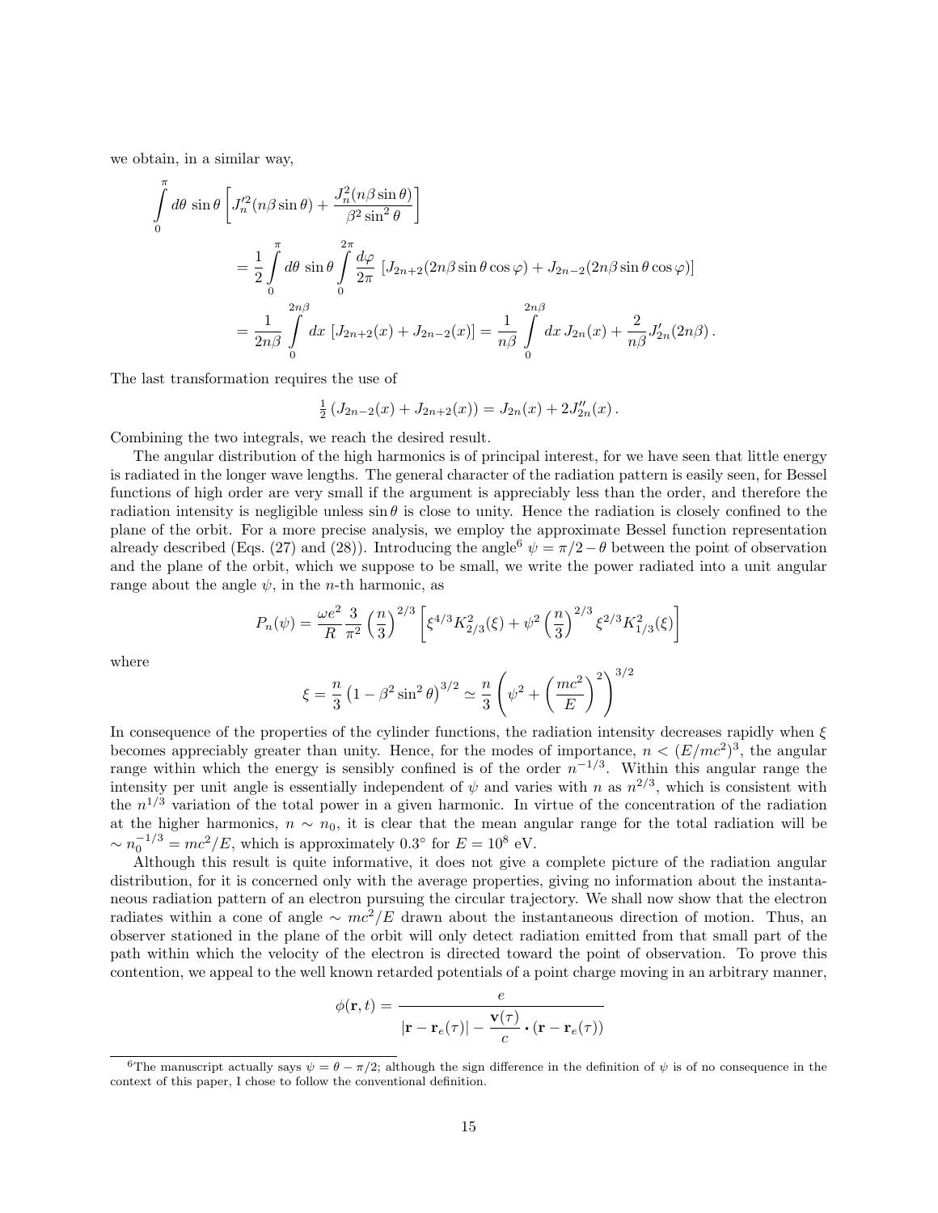we obtain, in a similar way,

$$
\begin{aligned}
\int_0^\pi d\theta \, \sin\theta \left[ J_n'^2(n\beta\sin\theta) + \frac{J_n^2(n\beta\sin\theta)}{\beta^2\sin^2\theta} \right] \\
&= \frac{1}{2}\int_0^\pi d\theta\,\sin\theta \int_0^{2\pi} \frac{d\varphi}{2\pi}\left[J_{2n+2}(2n\beta\sin\theta\cos\varphi) + J_{2n-2}(2n\beta\sin\theta\cos\varphi)\right] \\
&= \frac{1}{2n\beta}\int_0^{2n\beta} dx\,\left[J_{2n+2}(x) + J_{2n-2}(x)\right] = \frac{1}{n\beta}\int_0^{2n\beta} dx\, J_{2n}(x) + \frac{2}{n\beta}J_{2n}'(2n\beta)\,.
\end{aligned}
$$

The last transformation requires the use of

$$
\tfrac{1}{2}\left(J_{2n-2}(x) + J_{2n+2}(x)\right) = J_{2n}(x) + 2J_{2n}''(x)\,.
$$

Combining the two integrals, we reach the desired result.

The angular distribution of the high harmonics is of principal interest, for we have seen that little energy is radiated in the longer wave lengths. The general character of the radiation pattern is easily seen, for Bessel functions of high order are very small if the argument is appreciably less than the order, and therefore the radiation intensity is negligible unless $\sin\theta$ is close to unity. Hence the radiation is closely confined to the plane of the orbit. For a more precise analysis, we employ the approximate Bessel function representation already described (Eqs. (27) and (28)). Introducing the angle[6] $\psi = \pi/2 - \theta$ between the point of observation and the plane of the orbit, which we suppose to be small, we write the power radiated into a unit angular range about the angle $\psi$, in the $n$-th harmonic, as

$$
P_n(\psi) = \frac{\omega e^2}{R}\frac{3}{\pi^2}\left(\frac{n}{3}\right)^{2/3}\left[\xi^{4/3}K_{2/3}^2(\xi) + \psi^2\left(\frac{n}{3}\right)^{2/3}\xi^{2/3}K_{1/3}^2(\xi)\right]
$$

where

$$
\xi = \frac{n}{3}\left(1 - \beta^2\sin^2\theta\right)^{3/2} \simeq \frac{n}{3}\left(\psi^2 + \left(\frac{mc^2}{E}\right)^2\right)^{3/2}
$$

In consequence of the properties of the cylinder functions, the radiation intensity decreases rapidly when $\xi$ becomes appreciably greater than unity. Hence, for the modes of importance, $n < (E/mc^2)^3$, the angular range within which the energy is sensibly confined is of the order $n^{-1/3}$. Within this angular range the intensity per unit angle is essentially independent of $\psi$ and varies with $n$ as $n^{2/3}$, which is consistent with the $n^{1/3}$ variation of the total power in a given harmonic. In virtue of the concentration of the radiation at the higher harmonics, $n \sim n_0$, it is clear that the mean angular range for the total radiation will be $\sim n_0^{-1/3} = mc^2/E$, which is approximately $0.3^\circ$ for $E = 10^8$ eV.

Although this result is quite informative, it does not give a complete picture of the radiation angular distribution, for it is concerned only with the average properties, giving no information about the instantaneous radiation pattern of an electron pursuing the circular trajectory. We shall now show that the electron radiates within a cone of angle $\sim mc^2/E$ drawn about the instantaneous direction of motion. Thus, an observer stationed in the plane of the orbit will only detect radiation emitted from that small part of the path within which the velocity of the electron is directed toward the point of observation. To prove this contention, we appeal to the well known retarded potentials of a point charge moving in an arbitrary manner,

$$
\phi(\mathbf{r}, t) = \frac{e}{|\mathbf{r} - \mathbf{r}_e(\tau)| - \dfrac{\mathbf{v}(\tau)}{c}\cdot(\mathbf{r} - \mathbf{r}_e(\tau))}
$$

[6] The manuscript actually says $\psi = \theta - \pi/2$; although the sign difference in the definition of $\psi$ is of no consequence in the context of this paper, I chose to follow the conventional definition.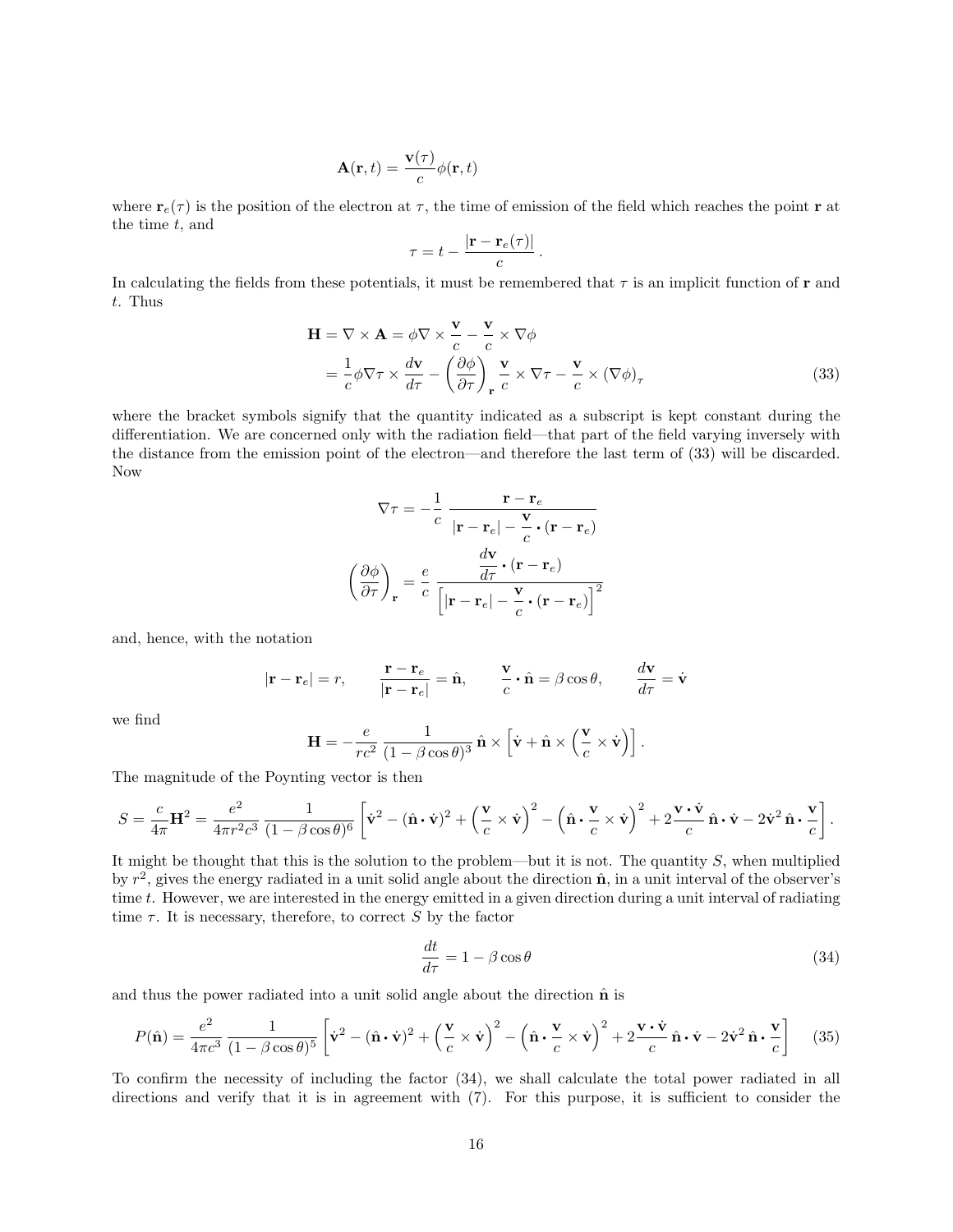$$\mathbf{A}(\mathbf{r},t) = \frac{\mathbf{v}(\tau)}{c}\phi(\mathbf{r},t)$$

where $\mathbf{r}_e(\tau)$ is the position of the electron at $\tau$, the time of emission of the field which reaches the point $\mathbf{r}$ at the time $t$, and

$$\tau = t - \frac{|\mathbf{r} - \mathbf{r}_e(\tau)|}{c}\,.$$

In calculating the fields from these potentials, it must be remembered that $\tau$ is an implicit function of $\mathbf{r}$ and $t$. Thus

$$\begin{aligned}
\mathbf{H} = \nabla \times \mathbf{A} &= \phi \nabla \times \frac{\mathbf{v}}{c} - \frac{\mathbf{v}}{c} \times \nabla\phi \\
&= \frac{1}{c}\phi \nabla\tau \times \frac{d\mathbf{v}}{d\tau} - \left(\frac{\partial \phi}{\partial \tau}\right)_{\mathbf{r}} \frac{\mathbf{v}}{c} \times \nabla\tau - \frac{\mathbf{v}}{c} \times (\nabla\phi)_\tau
\end{aligned} \tag{33}$$

where the bracket symbols signify that the quantity indicated as a subscript is kept constant during the differentiation. We are concerned only with the radiation field—that part of the field varying inversely with the distance from the emission point of the electron—and therefore the last term of (33) will be discarded. Now

$$\nabla\tau = -\frac{1}{c}\;\frac{\mathbf{r} - \mathbf{r}_e}{|\mathbf{r} - \mathbf{r}_e| - \dfrac{\mathbf{v}}{c}\cdot(\mathbf{r} - \mathbf{r}_e)}$$

$$\left(\frac{\partial \phi}{\partial \tau}\right)_{\mathbf{r}} = \frac{e}{c}\;\frac{\dfrac{d\mathbf{v}}{d\tau}\cdot(\mathbf{r} - \mathbf{r}_e)}{\left[|\mathbf{r} - \mathbf{r}_e| - \dfrac{\mathbf{v}}{c}\cdot(\mathbf{r} - \mathbf{r}_e)\right]^2}$$

and, hence, with the notation

$$|\mathbf{r} - \mathbf{r}_e| = r, \qquad \frac{\mathbf{r} - \mathbf{r}_e}{|\mathbf{r} - \mathbf{r}_e|} = \hat{\mathbf{n}}, \qquad \frac{\mathbf{v}}{c}\cdot\hat{\mathbf{n}} = \beta\cos\theta, \qquad \frac{d\mathbf{v}}{d\tau} = \dot{\mathbf{v}}$$

we find

$$\mathbf{H} = -\frac{e}{rc^2}\;\frac{1}{(1 - \beta\cos\theta)^3}\;\hat{\mathbf{n}} \times \left[\dot{\mathbf{v}} + \hat{\mathbf{n}} \times \left(\frac{\mathbf{v}}{c} \times \dot{\mathbf{v}}\right)\right].$$

The magnitude of the Poynting vector is then

$$S = \frac{c}{4\pi}\mathbf{H}^2 = \frac{e^2}{4\pi r^2 c^3}\;\frac{1}{(1 - \beta\cos\theta)^6}\left[\dot{\mathbf{v}}^2 - (\hat{\mathbf{n}}\cdot\dot{\mathbf{v}})^2 + \left(\frac{\mathbf{v}}{c} \times \dot{\mathbf{v}}\right)^2 - \left(\hat{\mathbf{n}}\cdot\frac{\mathbf{v}}{c} \times \dot{\mathbf{v}}\right)^2 + 2\frac{\mathbf{v}\cdot\dot{\mathbf{v}}}{c}\,\hat{\mathbf{n}}\cdot\dot{\mathbf{v}} - 2\dot{\mathbf{v}}^2\,\hat{\mathbf{n}}\cdot\frac{\mathbf{v}}{c}\right].$$

It might be thought that this is the solution to the problem—but it is not. The quantity $S$, when multiplied by $r^2$, gives the energy radiated in a unit solid angle about the direction $\hat{\mathbf{n}}$, in a unit interval of the observer's time $t$. However, we are interested in the energy emitted in a given direction during a unit interval of radiating time $\tau$. It is necessary, therefore, to correct $S$ by the factor

$$\frac{dt}{d\tau} = 1 - \beta\cos\theta \tag{34}$$

and thus the power radiated into a unit solid angle about the direction $\hat{\mathbf{n}}$ is

$$P(\hat{\mathbf{n}}) = \frac{e^2}{4\pi c^3}\;\frac{1}{(1 - \beta\cos\theta)^5}\left[\dot{\mathbf{v}}^2 - (\hat{\mathbf{n}}\cdot\dot{\mathbf{v}})^2 + \left(\frac{\mathbf{v}}{c} \times \dot{\mathbf{v}}\right)^2 - \left(\hat{\mathbf{n}}\cdot\frac{\mathbf{v}}{c} \times \dot{\mathbf{v}}\right)^2 + 2\frac{\mathbf{v}\cdot\dot{\mathbf{v}}}{c}\,\hat{\mathbf{n}}\cdot\dot{\mathbf{v}} - 2\dot{\mathbf{v}}^2\,\hat{\mathbf{n}}\cdot\frac{\mathbf{v}}{c}\right] \tag{35}$$

To confirm the necessity of including the factor (34), we shall calculate the total power radiated in all directions and verify that it is in agreement with (7). For this purpose, it is sufficient to consider the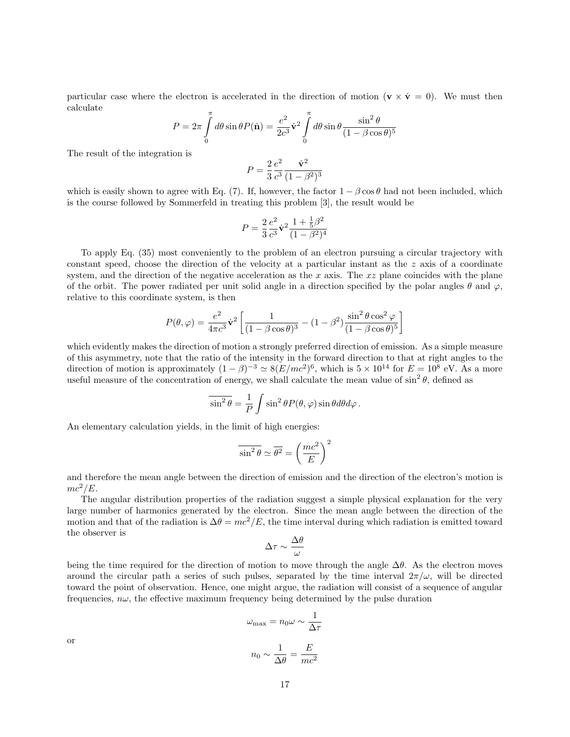particular case where the electron is accelerated in the direction of motion ($\mathbf{v} \times \dot{\mathbf{v}} = 0$). We must then calculate

$$P = 2\pi \int_0^\pi d\theta \sin\theta P(\hat{\mathbf{n}}) = \frac{e^2}{2c^3}\dot{\mathbf{v}}^2 \int_0^\pi d\theta \sin\theta \frac{\sin^2\theta}{(1-\beta\cos\theta)^5}$$

The result of the integration is

$$P = \frac{2}{3}\frac{e^2}{c^3}\frac{\dot{\mathbf{v}}^2}{(1-\beta^2)^3}$$

which is easily shown to agree with Eq. (7). If, however, the factor $1-\beta\cos\theta$ had not been included, which is the course followed by Sommerfeld in treating this problem [3], the result would be

$$P = \frac{2}{3}\frac{e^2}{c^3}\dot{\mathbf{v}}^2\frac{1+\frac{1}{5}\beta^2}{(1-\beta^2)^4}$$

To apply Eq. (35) most conveniently to the problem of an electron pursuing a circular trajectory with constant speed, choose the direction of the velocity at a particular instant as the $z$ axis of a coordinate system, and the direction of the negative acceleration as the $x$ axis. The $xz$ plane coincides with the plane of the orbit. The power radiated per unit solid angle in a direction specified by the polar angles $\theta$ and $\varphi$, relative to this coordinate system, is then

$$P(\theta,\varphi) = \frac{e^2}{4\pi c^3}\dot{\mathbf{v}}^2\left[\frac{1}{(1-\beta\cos\theta)^3} - (1-\beta^2)\frac{\sin^2\theta\cos^2\varphi}{(1-\beta\cos\theta)^5}\right]$$

which evidently makes the direction of motion a strongly preferred direction of emission. As a simple measure of this asymmetry, note that the ratio of the intensity in the forward direction to that at right angles to the direction of motion is approximately $(1-\beta)^{-3} \simeq 8(E/mc^2)^6$, which is $5\times 10^{14}$ for $E = 10^8$ eV. As a more useful measure of the concentration of energy, we shall calculate the mean value of $\sin^2\theta$, defined as

$$\overline{\sin^2\theta} = \frac{1}{P}\int \sin^2\theta P(\theta,\varphi)\sin\theta d\theta d\varphi\,.$$

An elementary calculation yields, in the limit of high energies:

$$\overline{\sin^2\theta} \simeq \overline{\theta^2} = \left(\frac{mc^2}{E}\right)^2$$

and therefore the mean angle between the direction of emission and the direction of the electron's motion is $mc^2/E$.

The angular distribution properties of the radiation suggest a simple physical explanation for the very large number of harmonics generated by the electron. Since the mean angle between the direction of the motion and that of the radiation is $\Delta\theta = mc^2/E$, the time interval during which radiation is emitted toward the observer is

$$\Delta\tau \sim \frac{\Delta\theta}{\omega}$$

being the time required for the direction of motion to move through the angle $\Delta\theta$. As the electron moves around the circular path a series of such pulses, separated by the time interval $2\pi/\omega$, will be directed toward the point of observation. Hence, one might argue, the radiation will consist of a sequence of angular frequencies, $n\omega$, the effective maximum frequency being determined by the pulse duration

$$\omega_{\max} = n_0\omega \sim \frac{1}{\Delta\tau}$$

or

$$n_0 \sim \frac{1}{\Delta\theta} = \frac{E}{mc^2}$$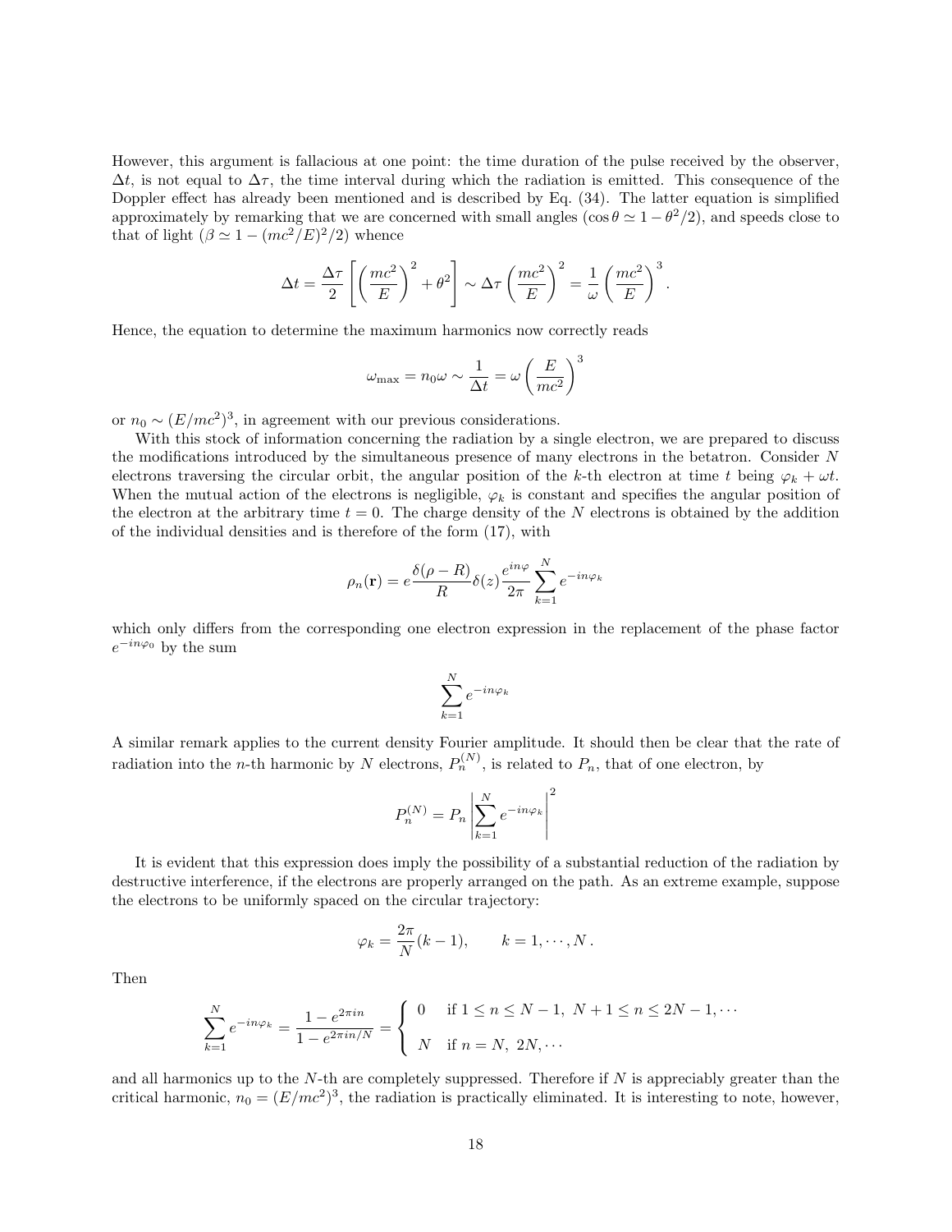However, this argument is fallacious at one point: the time duration of the pulse received by the observer, $\Delta t$, is not equal to $\Delta\tau$, the time interval during which the radiation is emitted. This consequence of the Doppler effect has already been mentioned and is described by Eq. (34). The latter equation is simplified approximately by remarking that we are concerned with small angles ($\cos\theta \simeq 1-\theta^2/2$), and speeds close to that of light ($\beta \simeq 1-(mc^2/E)^2/2$) whence

$$\Delta t = \frac{\Delta\tau}{2}\left[\left(\frac{mc^2}{E}\right)^2 + \theta^2\right] \sim \Delta\tau\left(\frac{mc^2}{E}\right)^2 = \frac{1}{\omega}\left(\frac{mc^2}{E}\right)^3.$$

Hence, the equation to determine the maximum harmonics now correctly reads

$$\omega_{\max} = n_0\omega \sim \frac{1}{\Delta t} = \omega\left(\frac{E}{mc^2}\right)^3$$

or $n_0 \sim (E/mc^2)^3$, in agreement with our previous considerations.

With this stock of information concerning the radiation by a single electron, we are prepared to discuss the modifications introduced by the simultaneous presence of many electrons in the betatron. Consider $N$ electrons traversing the circular orbit, the angular position of the $k$-th electron at time $t$ being $\varphi_k + \omega t$. When the mutual action of the electrons is negligible, $\varphi_k$ is constant and specifies the angular position of the electron at the arbitrary time $t = 0$. The charge density of the $N$ electrons is obtained by the addition of the individual densities and is therefore of the form (17), with

$$\rho_n(\mathbf{r}) = e\frac{\delta(\rho - R)}{R}\delta(z)\frac{e^{in\varphi}}{2\pi}\sum_{k=1}^{N} e^{-in\varphi_k}$$

which only differs from the corresponding one electron expression in the replacement of the phase factor $e^{-in\varphi_0}$ by the sum

$$\sum_{k=1}^{N} e^{-in\varphi_k}$$

A similar remark applies to the current density Fourier amplitude. It should then be clear that the rate of radiation into the $n$-th harmonic by $N$ electrons, $P_n^{(N)}$, is related to $P_n$, that of one electron, by

$$P_n^{(N)} = P_n\left|\sum_{k=1}^{N} e^{-in\varphi_k}\right|^2$$

It is evident that this expression does imply the possibility of a substantial reduction of the radiation by destructive interference, if the electrons are properly arranged on the path. As an extreme example, suppose the electrons to be uniformly spaced on the circular trajectory:

$$\varphi_k = \frac{2\pi}{N}(k-1), \qquad k = 1,\cdots,N\,.$$

Then

$$\sum_{k=1}^{N} e^{-in\varphi_k} = \frac{1-e^{2\pi in}}{1-e^{2\pi in/N}} = \begin{cases} 0 & \text{if } 1 \le n \le N-1,\ N+1 \le n \le 2N-1,\cdots \\ N & \text{if } n = N,\ 2N,\cdots \end{cases}$$

and all harmonics up to the $N$-th are completely suppressed. Therefore if $N$ is appreciably greater than the critical harmonic, $n_0 = (E/mc^2)^3$, the radiation is practically eliminated. It is interesting to note, however,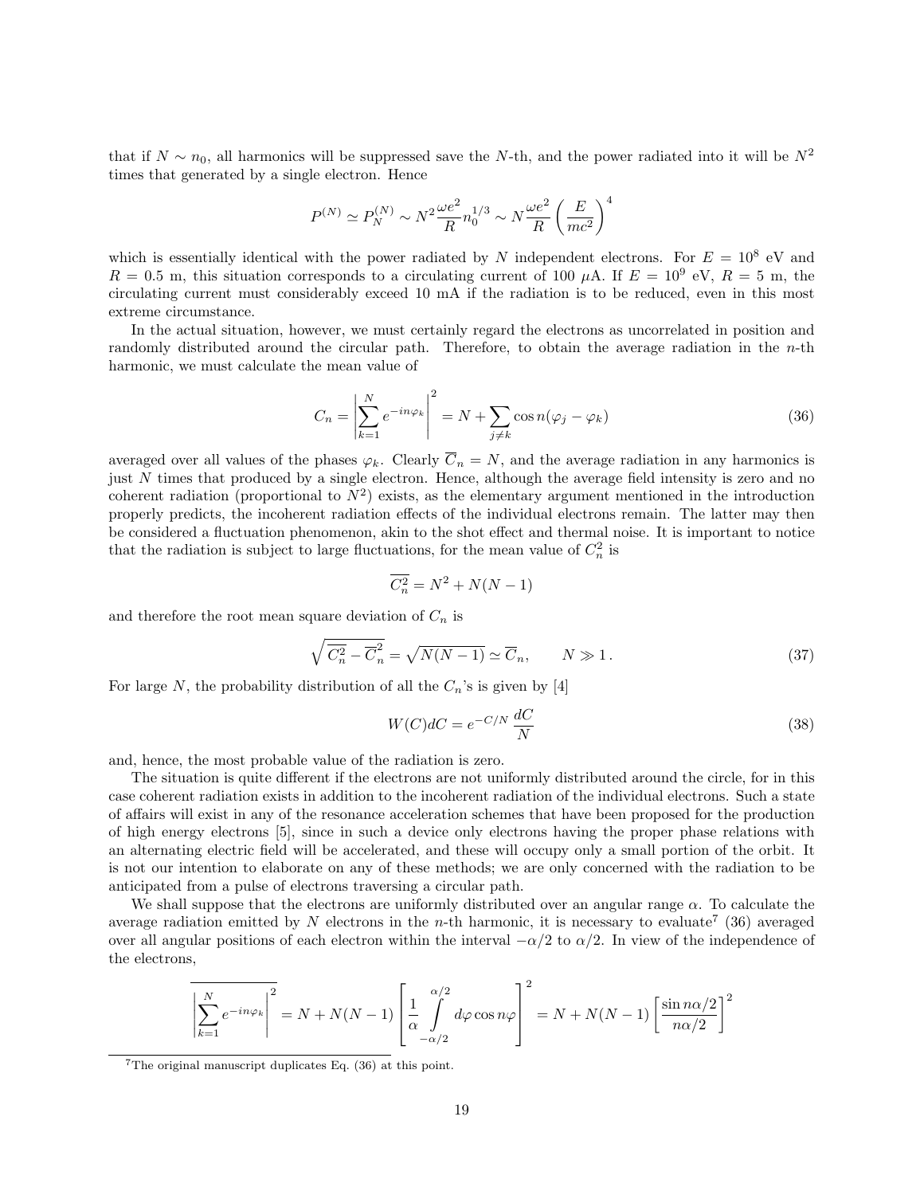that if $N \sim n_0$, all harmonics will be suppressed save the $N$-th, and the power radiated into it will be $N^2$ times that generated by a single electron. Hence

$$P^{(N)} \simeq P_N^{(N)} \sim N^2 \frac{\omega e^2}{R} n_0^{1/3} \sim N \frac{\omega e^2}{R} \left( \frac{E}{mc^2} \right)^4$$

which is essentially identical with the power radiated by $N$ independent electrons. For $E = 10^8$ eV and $R = 0.5$ m, this situation corresponds to a circulating current of 100 $\mu$A. If $E = 10^9$ eV, $R = 5$ m, the circulating current must considerably exceed 10 mA if the radiation is to be reduced, even in this most extreme circumstance.

In the actual situation, however, we must certainly regard the electrons as uncorrelated in position and randomly distributed around the circular path. Therefore, to obtain the average radiation in the $n$-th harmonic, we must calculate the mean value of

$$C_n = \left| \sum_{k=1}^{N} e^{-in\varphi_k} \right|^2 = N + \sum_{j \neq k} \cos n(\varphi_j - \varphi_k) \tag{36}$$

averaged over all values of the phases $\varphi_k$. Clearly $\overline{C}_n = N$, and the average radiation in any harmonics is just $N$ times that produced by a single electron. Hence, although the average field intensity is zero and no coherent radiation (proportional to $N^2$) exists, as the elementary argument mentioned in the introduction properly predicts, the incoherent radiation effects of the individual electrons remain. The latter may then be considered a fluctuation phenomenon, akin to the shot effect and thermal noise. It is important to notice that the radiation is subject to large fluctuations, for the mean value of $C_n^2$ is

$$\overline{C_n^2} = N^2 + N(N-1)$$

and therefore the root mean square deviation of $C_n$ is

$$\sqrt{\overline{C_n^2} - \overline{C}_n^2} = \sqrt{N(N-1)} \simeq \overline{C}_n, \qquad N \gg 1\,. \tag{37}$$

For large $N$, the probability distribution of all the $C_n$'s is given by [4]

$$W(C)dC = e^{-C/N} \frac{dC}{N} \tag{38}$$

and, hence, the most probable value of the radiation is zero.

The situation is quite different if the electrons are not uniformly distributed around the circle, for in this case coherent radiation exists in addition to the incoherent radiation of the individual electrons. Such a state of affairs will exist in any of the resonance acceleration schemes that have been proposed for the production of high energy electrons [5], since in such a device only electrons having the proper phase relations with an alternating electric field will be accelerated, and these will occupy only a small portion of the orbit. It is not our intention to elaborate on any of these methods; we are only concerned with the radiation to be anticipated from a pulse of electrons traversing a circular path.

We shall suppose that the electrons are uniformly distributed over an angular range $\alpha$. To calculate the average radiation emitted by $N$ electrons in the $n$-th harmonic, it is necessary to evaluate[7] (36) averaged over all angular positions of each electron within the interval $-\alpha/2$ to $\alpha/2$. In view of the independence of the electrons,

$$\overline{\left| \sum_{k=1}^{N} e^{-in\varphi_k} \right|^2} = N + N(N-1) \left[ \frac{1}{\alpha} \int_{-\alpha/2}^{\alpha/2} d\varphi \cos n\varphi \right]^2 = N + N(N-1) \left[ \frac{\sin n\alpha/2}{n\alpha/2} \right]^2$$

[7] The original manuscript duplicates Eq. (36) at this point.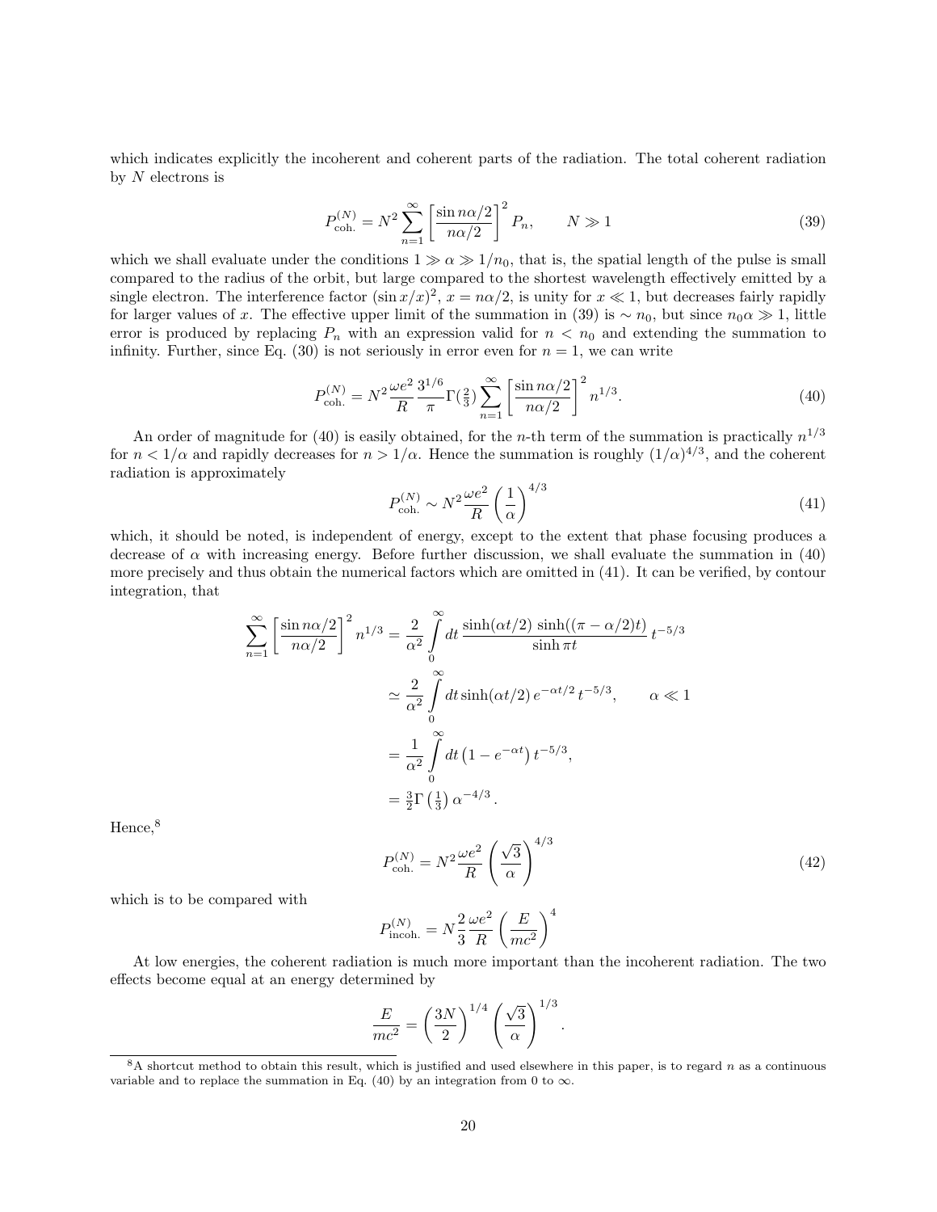which indicates explicitly the incoherent and coherent parts of the radiation. The total coherent radiation by $N$ electrons is

$$P^{(N)}_{\text{coh.}} = N^2 \sum_{n=1}^{\infty} \left[\frac{\sin n\alpha/2}{n\alpha/2}\right]^2 P_n, \qquad N \gg 1 \tag{39}$$

which we shall evaluate under the conditions $1 \gg \alpha \gg 1/n_0$, that is, the spatial length of the pulse is small compared to the radius of the orbit, but large compared to the shortest wavelength effectively emitted by a single electron. The interference factor $(\sin x/x)^2$, $x = n\alpha/2$, is unity for $x \ll 1$, but decreases fairly rapidly for larger values of $x$. The effective upper limit of the summation in (39) is $\sim n_0$, but since $n_0\alpha \gg 1$, little error is produced by replacing $P_n$ with an expression valid for $n < n_0$ and extending the summation to infinity. Further, since Eq. (30) is not seriously in error even for $n = 1$, we can write

$$P^{(N)}_{\text{coh.}} = N^2 \frac{\omega e^2}{R} \frac{3^{1/6}}{\pi} \Gamma(\tfrac{2}{3}) \sum_{n=1}^{\infty} \left[\frac{\sin n\alpha/2}{n\alpha/2}\right]^2 n^{1/3}. \tag{40}$$

An order of magnitude for (40) is easily obtained, for the $n$-th term of the summation is practically $n^{1/3}$ for $n < 1/\alpha$ and rapidly decreases for $n > 1/\alpha$. Hence the summation is roughly $(1/\alpha)^{4/3}$, and the coherent radiation is approximately

$$P^{(N)}_{\text{coh.}} \sim N^2 \frac{\omega e^2}{R} \left(\frac{1}{\alpha}\right)^{4/3} \tag{41}$$

which, it should be noted, is independent of energy, except to the extent that phase focusing produces a decrease of $\alpha$ with increasing energy. Before further discussion, we shall evaluate the summation in (40) more precisely and thus obtain the numerical factors which are omitted in (41). It can be verified, by contour integration, that

$$\begin{aligned}
\sum_{n=1}^{\infty} \left[\frac{\sin n\alpha/2}{n\alpha/2}\right]^2 n^{1/3} &= \frac{2}{\alpha^2} \int_0^{\infty} dt \, \frac{\sinh(\alpha t/2)\, \sinh((\pi - \alpha/2)t)}{\sinh \pi t} \, t^{-5/3} \\
&\simeq \frac{2}{\alpha^2} \int_0^{\infty} dt \sinh(\alpha t/2)\, e^{-\alpha t/2}\, t^{-5/3}, \qquad \alpha \ll 1 \\
&= \frac{1}{\alpha^2} \int_0^{\infty} dt \left(1 - e^{-\alpha t}\right) t^{-5/3}, \\
&= \tfrac{3}{2}\Gamma\left(\tfrac{1}{3}\right) \alpha^{-4/3}.
\end{aligned}$$

Hence,[8]

$$P^{(N)}_{\text{coh.}} = N^2 \frac{\omega e^2}{R} \left(\frac{\sqrt{3}}{\alpha}\right)^{4/3} \tag{42}$$

which is to be compared with

$$P^{(N)}_{\text{incoh.}} = N \frac{2}{3} \frac{\omega e^2}{R} \left(\frac{E}{mc^2}\right)^4$$

At low energies, the coherent radiation is much more important than the incoherent radiation. The two effects become equal at an energy determined by

$$\frac{E}{mc^2} = \left(\frac{3N}{2}\right)^{1/4} \left(\frac{\sqrt{3}}{\alpha}\right)^{1/3}.$$

[8] A shortcut method to obtain this result, which is justified and used elsewhere in this paper, is to regard $n$ as a continuous variable and to replace the summation in Eq. (40) by an integration from 0 to $\infty$.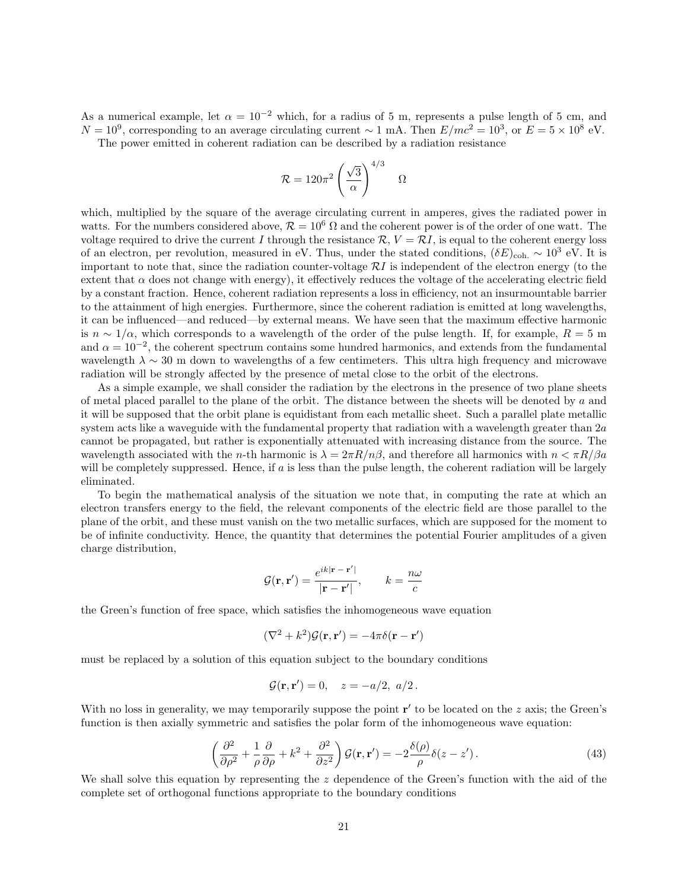As a numerical example, let $\alpha = 10^{-2}$ which, for a radius of 5 m, represents a pulse length of 5 cm, and $N = 10^9$, corresponding to an average circulating current $\sim 1$ mA. Then $E/mc^2 = 10^3$, or $E = 5 \times 10^8$ eV.

The power emitted in coherent radiation can be described by a radiation resistance

$$\mathcal{R} = 120\pi^2 \left( \frac{\sqrt{3}}{\alpha} \right)^{4/3} \quad \Omega$$

which, multiplied by the square of the average circulating current in amperes, gives the radiated power in watts. For the numbers considered above, $\mathcal{R} = 10^6\ \Omega$ and the coherent power is of the order of one watt. The voltage required to drive the current $I$ through the resistance $\mathcal{R}$, $V = \mathcal{R}I$, is equal to the coherent energy loss of an electron, per revolution, measured in eV. Thus, under the stated conditions, $(\delta E)_{\text{coh.}} \sim 10^3$ eV. It is important to note that, since the radiation counter-voltage $\mathcal{R}I$ is independent of the electron energy (to the extent that $\alpha$ does not change with energy), it effectively reduces the voltage of the accelerating electric field by a constant fraction. Hence, coherent radiation represents a loss in efficiency, not an insurmountable barrier to the attainment of high energies. Furthermore, since the coherent radiation is emitted at long wavelengths, it can be influenced—and reduced—by external means. We have seen that the maximum effective harmonic is $n \sim 1/\alpha$, which corresponds to a wavelength of the order of the pulse length. If, for example, $R = 5$ m and $\alpha = 10^{-2}$, the coherent spectrum contains some hundred harmonics, and extends from the fundamental wavelength $\lambda \sim 30$ m down to wavelengths of a few centimeters. This ultra high frequency and microwave radiation will be strongly affected by the presence of metal close to the orbit of the electrons.

As a simple example, we shall consider the radiation by the electrons in the presence of two plane sheets of metal placed parallel to the plane of the orbit. The distance between the sheets will be denoted by $a$ and it will be supposed that the orbit plane is equidistant from each metallic sheet. Such a parallel plate metallic system acts like a waveguide with the fundamental property that radiation with a wavelength greater than $2a$ cannot be propagated, but rather is exponentially attenuated with increasing distance from the source. The wavelength associated with the $n$-th harmonic is $\lambda = 2\pi R/n\beta$, and therefore all harmonics with $n < \pi R/\beta a$ will be completely suppressed. Hence, if $a$ is less than the pulse length, the coherent radiation will be largely eliminated.

To begin the mathematical analysis of the situation we note that, in computing the rate at which an electron transfers energy to the field, the relevant components of the electric field are those parallel to the plane of the orbit, and these must vanish on the two metallic surfaces, which are supposed for the moment to be of infinite conductivity. Hence, the quantity that determines the potential Fourier amplitudes of a given charge distribution,

$$\mathcal{G}(\mathbf{r}, \mathbf{r}') = \frac{e^{ik|\mathbf{r} - \mathbf{r}'|}}{|\mathbf{r} - \mathbf{r}'|}, \qquad k = \frac{n\omega}{c}$$

the Green's function of free space, which satisfies the inhomogeneous wave equation

$$(\nabla^2 + k^2)\mathcal{G}(\mathbf{r}, \mathbf{r}') = -4\pi\delta(\mathbf{r} - \mathbf{r}')$$

must be replaced by a solution of this equation subject to the boundary conditions

$$\mathcal{G}(\mathbf{r}, \mathbf{r}') = 0, \quad z = -a/2,\ a/2\,.$$

With no loss in generality, we may temporarily suppose the point $\mathbf{r}'$ to be located on the $z$ axis; the Green's function is then axially symmetric and satisfies the polar form of the inhomogeneous wave equation:

$$\left( \frac{\partial^2}{\partial \rho^2} + \frac{1}{\rho}\frac{\partial}{\partial \rho} + k^2 + \frac{\partial^2}{\partial z^2} \right) \mathcal{G}(\mathbf{r}, \mathbf{r}') = -2\frac{\delta(\rho)}{\rho}\delta(z - z')\,. \tag{43}$$

We shall solve this equation by representing the $z$ dependence of the Green's function with the aid of the complete set of orthogonal functions appropriate to the boundary conditions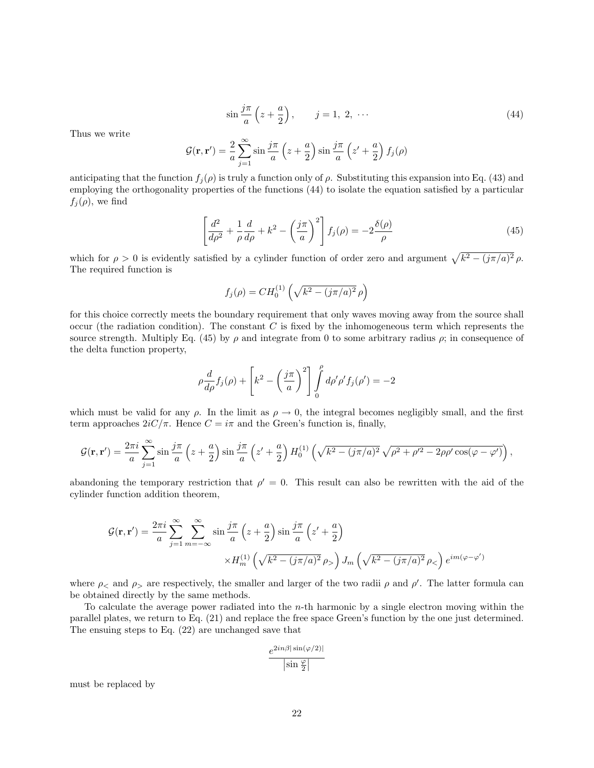$$\sin \frac{j\pi}{a}\left(z+\frac{a}{2}\right), \qquad j = 1,\ 2,\ \cdots \tag{44}$$

Thus we write

$$\mathcal{G}(\mathbf{r},\mathbf{r}') = \frac{2}{a}\sum_{j=1}^{\infty} \sin\frac{j\pi}{a}\left(z+\frac{a}{2}\right)\sin\frac{j\pi}{a}\left(z'+\frac{a}{2}\right) f_j(\rho)$$

anticipating that the function $f_j(\rho)$ is truly a function only of $\rho$. Substituting this expansion into Eq. (43) and employing the orthogonality properties of the functions (44) to isolate the equation satisfied by a particular $f_j(\rho)$, we find

$$\left[\frac{d^2}{d\rho^2} + \frac{1}{\rho}\frac{d}{d\rho} + k^2 - \left(\frac{j\pi}{a}\right)^2\right] f_j(\rho) = -2\frac{\delta(\rho)}{\rho} \tag{45}$$

which for $\rho > 0$ is evidently satisfied by a cylinder function of order zero and argument $\sqrt{k^2-(j\pi/a)^2}\,\rho$. The required function is

$$f_j(\rho) = C H_0^{(1)}\left(\sqrt{k^2-(j\pi/a)^2}\,\rho\right)$$

for this choice correctly meets the boundary requirement that only waves moving away from the source shall occur (the radiation condition). The constant $C$ is fixed by the inhomogeneous term which represents the source strength. Multiply Eq. (45) by $\rho$ and integrate from 0 to some arbitrary radius $\rho$; in consequence of the delta function property,

$$\rho\frac{d}{d\rho}f_j(\rho) + \left[k^2 - \left(\frac{j\pi}{a}\right)^2\right]\int_0^{\rho} d\rho'\rho' f_j(\rho') = -2$$

which must be valid for any $\rho$. In the limit as $\rho \to 0$, the integral becomes negligibly small, and the first term approaches $2iC/\pi$. Hence $C = i\pi$ and the Green's function is, finally,

$$\mathcal{G}(\mathbf{r},\mathbf{r}') = \frac{2\pi i}{a}\sum_{j=1}^{\infty} \sin\frac{j\pi}{a}\left(z+\frac{a}{2}\right)\sin\frac{j\pi}{a}\left(z'+\frac{a}{2}\right) H_0^{(1)}\left(\sqrt{k^2-(j\pi/a)^2}\,\sqrt{\rho^2+\rho'^2-2\rho\rho'\cos(\varphi-\varphi')}\right),$$

abandoning the temporary restriction that $\rho' = 0$. This result can also be rewritten with the aid of the cylinder function addition theorem,

$$\mathcal{G}(\mathbf{r},\mathbf{r}') = \frac{2\pi i}{a}\sum_{j=1}^{\infty}\sum_{m=-\infty}^{\infty} \sin\frac{j\pi}{a}\left(z+\frac{a}{2}\right)\sin\frac{j\pi}{a}\left(z'+\frac{a}{2}\right) \times H_m^{(1)}\left(\sqrt{k^2-(j\pi/a)^2}\,\rho_>\right) J_m\left(\sqrt{k^2-(j\pi/a)^2}\,\rho_<\right) e^{im(\varphi-\varphi')}$$

where $\rho_<$ and $\rho_>$ are respectively, the smaller and larger of the two radii $\rho$ and $\rho'$. The latter formula can be obtained directly by the same methods.

To calculate the average power radiated into the $n$-th harmonic by a single electron moving within the parallel plates, we return to Eq. (21) and replace the free space Green's function by the one just determined. The ensuing steps to Eq. (22) are unchanged save that

$$\frac{e^{2in\beta|\sin(\varphi/2)|}}{\left|\sin\frac{\varphi}{2}\right|}$$

must be replaced by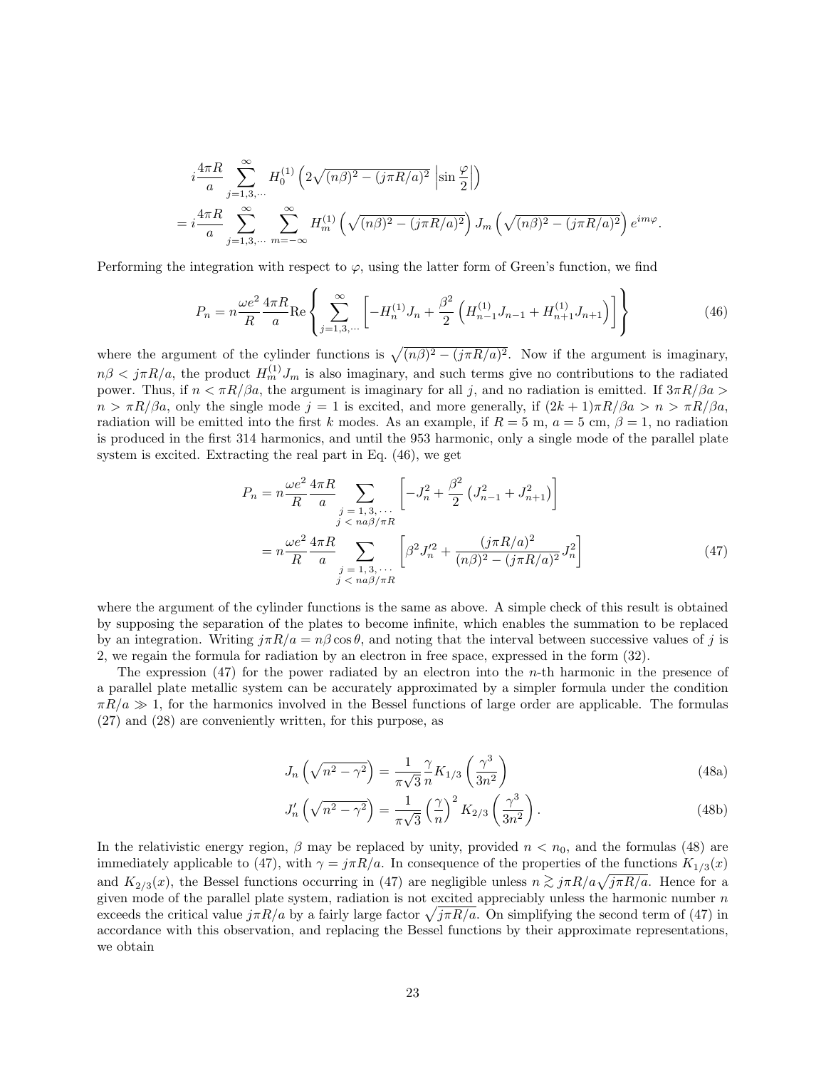$$
i\frac{4\pi R}{a}\sum_{j=1,3,\cdots}^{\infty} H_0^{(1)}\left(2\sqrt{(n\beta)^2-(j\pi R/a)^2}\,\left|\sin\frac{\varphi}{2}\right|\right)
$$

$$
= i\frac{4\pi R}{a}\sum_{j=1,3,\cdots}^{\infty}\sum_{m=-\infty}^{\infty} H_m^{(1)}\left(\sqrt{(n\beta)^2-(j\pi R/a)^2}\right) J_m\left(\sqrt{(n\beta)^2-(j\pi R/a)^2}\right)e^{im\varphi}.
$$

Performing the integration with respect to $\varphi$, using the latter form of Green's function, we find

$$
P_n = n\frac{\omega e^2}{R}\frac{4\pi R}{a}\mathrm{Re}\left\{\sum_{j=1,3,\cdots}^{\infty}\left[-H_n^{(1)}J_n + \frac{\beta^2}{2}\left(H_{n-1}^{(1)}J_{n-1}+H_{n+1}^{(1)}J_{n+1}\right)\right]\right\} \tag{46}
$$

where the argument of the cylinder functions is $\sqrt{(n\beta)^2-(j\pi R/a)^2}$. Now if the argument is imaginary, $n\beta < j\pi R/a$, the product $H_m^{(1)}J_m$ is also imaginary, and such terms give no contributions to the radiated power. Thus, if $n < \pi R/\beta a$, the argument is imaginary for all $j$, and no radiation is emitted. If $3\pi R/\beta a > n > \pi R/\beta a$, only the single mode $j = 1$ is excited, and more generally, if $(2k+1)\pi R/\beta a > n > \pi R/\beta a$, radiation will be emitted into the first $k$ modes. As an example, if $R = 5$ m, $a = 5$ cm, $\beta = 1$, no radiation is produced in the first 314 harmonics, and until the 953 harmonic, only a single mode of the parallel plate system is excited. Extracting the real part in Eq. (46), we get

$$
\begin{aligned}
P_n &= n\frac{\omega e^2}{R}\frac{4\pi R}{a}\sum_{\substack{j\,=\,1,3,\cdots\\ j\,<\,na\beta/\pi R}}\left[-J_n^2+\frac{\beta^2}{2}\left(J_{n-1}^2+J_{n+1}^2\right)\right]\\
&= n\frac{\omega e^2}{R}\frac{4\pi R}{a}\sum_{\substack{j\,=\,1,3,\cdots\\ j\,<\,na\beta/\pi R}}\left[\beta^2 J_n'^2+\frac{(j\pi R/a)^2}{(n\beta)^2-(j\pi R/a)^2}J_n^2\right]
\end{aligned} \tag{47}
$$

where the argument of the cylinder functions is the same as above. A simple check of this result is obtained by supposing the separation of the plates to become infinite, which enables the summation to be replaced by an integration. Writing $j\pi R/a = n\beta\cos\theta$, and noting that the interval between successive values of $j$ is 2, we regain the formula for radiation by an electron in free space, expressed in the form (32).

The expression (47) for the power radiated by an electron into the $n$-th harmonic in the presence of a parallel plate metallic system can be accurately approximated by a simpler formula under the condition $\pi R/a \gg 1$, for the harmonics involved in the Bessel functions of large order are applicable. The formulas (27) and (28) are conveniently written, for this purpose, as

$$
J_n\left(\sqrt{n^2-\gamma^2}\right) = \frac{1}{\pi\sqrt{3}}\frac{\gamma}{n}K_{1/3}\left(\frac{\gamma^3}{3n^2}\right) \tag{48a}
$$

$$
J_n'\left(\sqrt{n^2-\gamma^2}\right) = \frac{1}{\pi\sqrt{3}}\left(\frac{\gamma}{n}\right)^2 K_{2/3}\left(\frac{\gamma^3}{3n^2}\right). \tag{48b}
$$

In the relativistic energy region, $\beta$ may be replaced by unity, provided $n < n_0$, and the formulas (48) are immediately applicable to (47), with $\gamma = j\pi R/a$. In consequence of the properties of the functions $K_{1/3}(x)$ and $K_{2/3}(x)$, the Bessel functions occurring in (47) are negligible unless $n \gtrsim j\pi R/a\sqrt{j\pi R/a}$. Hence for a given mode of the parallel plate system, radiation is not excited appreciably unless the harmonic number $n$ exceeds the critical value $j\pi R/a$ by a fairly large factor $\sqrt{j\pi R/a}$. On simplifying the second term of (47) in accordance with this observation, and replacing the Bessel functions by their approximate representations, we obtain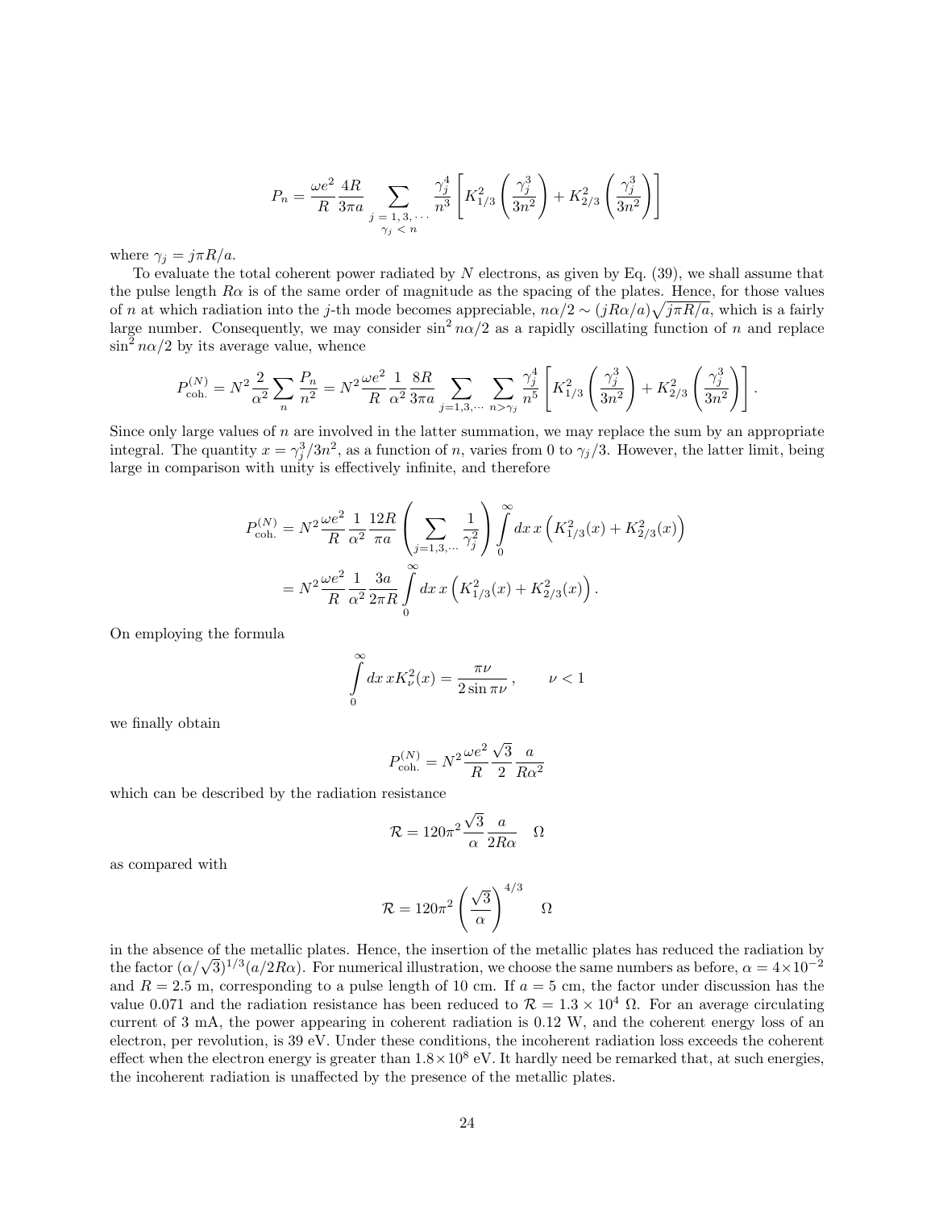$$P_n = \frac{\omega e^2}{R}\frac{4R}{3\pi a}\sum_{\substack{j\,=\,1,\,3,\,\cdots \\ \gamma_j\,<\,n}} \frac{\gamma_j^4}{n^3}\left[K_{1/3}^2\left(\frac{\gamma_j^3}{3n^2}\right) + K_{2/3}^2\left(\frac{\gamma_j^3}{3n^2}\right)\right]$$

where $\gamma_j = j\pi R/a$.

To evaluate the total coherent power radiated by $N$ electrons, as given by Eq. (39), we shall assume that the pulse length $R\alpha$ is of the same order of magnitude as the spacing of the plates. Hence, for those values of $n$ at which radiation into the $j$-th mode becomes appreciable, $n\alpha/2 \sim (jR\alpha/a)\sqrt{j\pi R/a}$, which is a fairly large number. Consequently, we may consider $\sin^2 n\alpha/2$ as a rapidly oscillating function of $n$ and replace $\sin^2 n\alpha/2$ by its average value, whence

$$P_{\text{coh.}}^{(N)} = N^2 \frac{2}{\alpha^2}\sum_n \frac{P_n}{n^2} = N^2 \frac{\omega e^2}{R}\frac{1}{\alpha^2}\frac{8R}{3\pi a}\sum_{j=1,3,\cdots}\sum_{n>\gamma_j}\frac{\gamma_j^4}{n^5}\left[K_{1/3}^2\left(\frac{\gamma_j^3}{3n^2}\right) + K_{2/3}^2\left(\frac{\gamma_j^3}{3n^2}\right)\right].$$

Since only large values of $n$ are involved in the latter summation, we may replace the sum by an appropriate integral. The quantity $x = \gamma_j^3/3n^2$, as a function of $n$, varies from 0 to $\gamma_j/3$. However, the latter limit, being large in comparison with unity is effectively infinite, and therefore

$$\begin{aligned} P_{\text{coh.}}^{(N)} &= N^2 \frac{\omega e^2}{R}\frac{1}{\alpha^2}\frac{12R}{\pi a}\left(\sum_{j=1,3,\cdots}\frac{1}{\gamma_j^2}\right)\int_0^\infty dx\, x\left(K_{1/3}^2(x) + K_{2/3}^2(x)\right) \\ &= N^2 \frac{\omega e^2}{R}\frac{1}{\alpha^2}\frac{3a}{2\pi R}\int_0^\infty dx\, x\left(K_{1/3}^2(x) + K_{2/3}^2(x)\right). \end{aligned}$$

On employing the formula

$$\int_0^\infty dx\, x K_\nu^2(x) = \frac{\pi\nu}{2\sin\pi\nu}\,, \qquad \nu < 1$$

we finally obtain

$$P_{\text{coh.}}^{(N)} = N^2 \frac{\omega e^2}{R}\frac{\sqrt{3}}{2}\frac{a}{R\alpha^2}$$

which can be described by the radiation resistance

$$\mathcal{R} = 120\pi^2 \frac{\sqrt{3}}{\alpha}\frac{a}{2R\alpha} \quad \Omega$$

as compared with

$$\mathcal{R} = 120\pi^2 \left(\frac{\sqrt{3}}{\alpha}\right)^{4/3} \quad \Omega$$

in the absence of the metallic plates. Hence, the insertion of the metallic plates has reduced the radiation by the factor $(\alpha/\sqrt{3})^{1/3}(a/2R\alpha)$. For numerical illustration, we choose the same numbers as before, $\alpha = 4\times 10^{-2}$ and $R = 2.5$ m, corresponding to a pulse length of 10 cm. If $a = 5$ cm, the factor under discussion has the value 0.071 and the radiation resistance has been reduced to $\mathcal{R} = 1.3\times 10^4\ \Omega$. For an average circulating current of 3 mA, the power appearing in coherent radiation is 0.12 W, and the coherent energy loss of an electron, per revolution, is 39 eV. Under these conditions, the incoherent radiation loss exceeds the coherent effect when the electron energy is greater than $1.8\times 10^8$ eV. It hardly need be remarked that, at such energies, the incoherent radiation is unaffected by the presence of the metallic plates.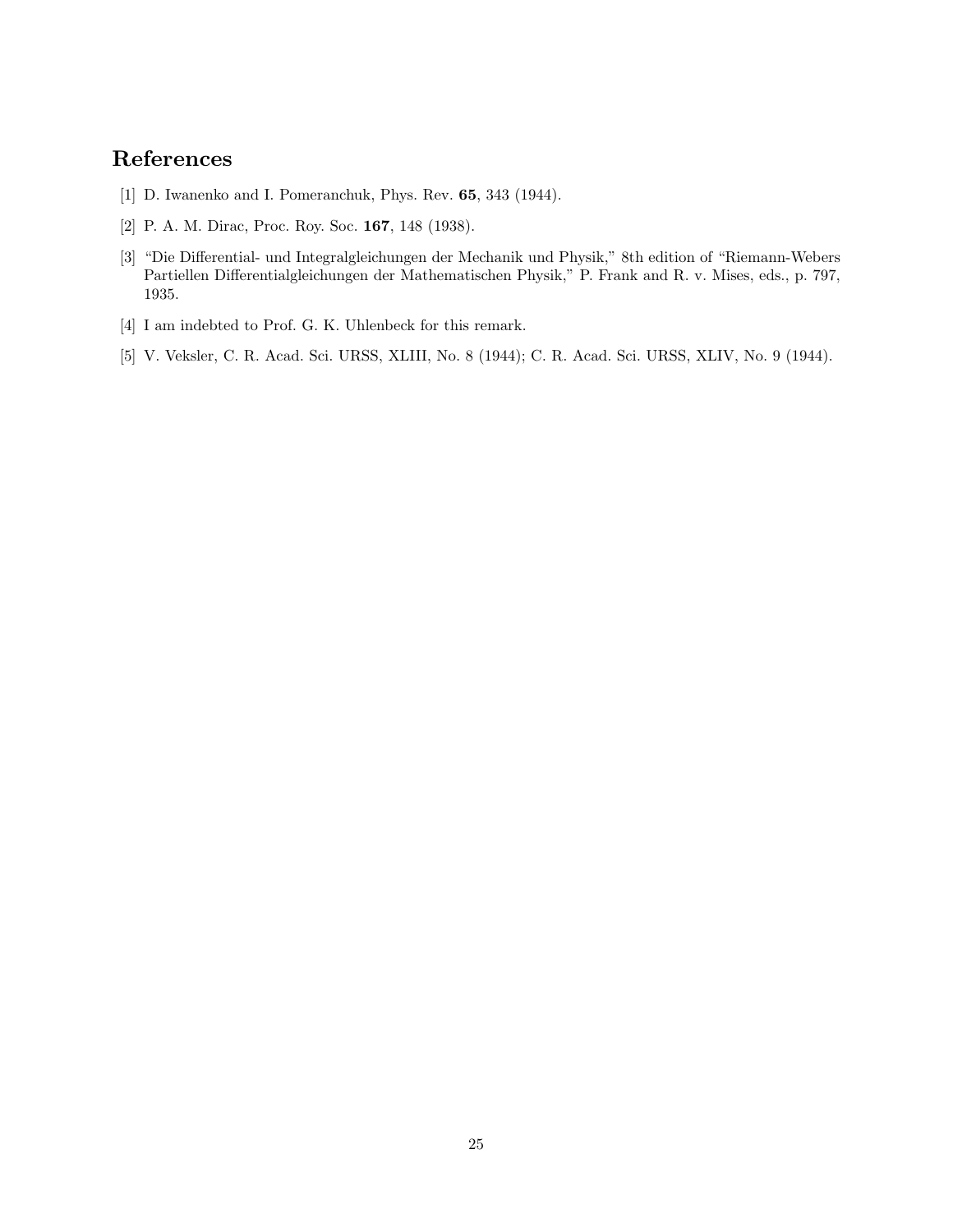## References

[1] D. Iwanenko and I. Pomeranchuk, Phys. Rev. **65**, 343 (1944).

[2] P. A. M. Dirac, Proc. Roy. Soc. **167**, 148 (1938).

[3] "Die Differential- und Integralgleichungen der Mechanik und Physik," 8th edition of "Riemann-Webers Partiellen Differentialgleichungen der Mathematischen Physik," P. Frank and R. v. Mises, eds., p. 797, 1935.

[4] I am indebted to Prof. G. K. Uhlenbeck for this remark.

[5] V. Veksler, C. R. Acad. Sci. URSS, XLIII, No. 8 (1944); C. R. Acad. Sci. URSS, XLIV, No. 9 (1944).